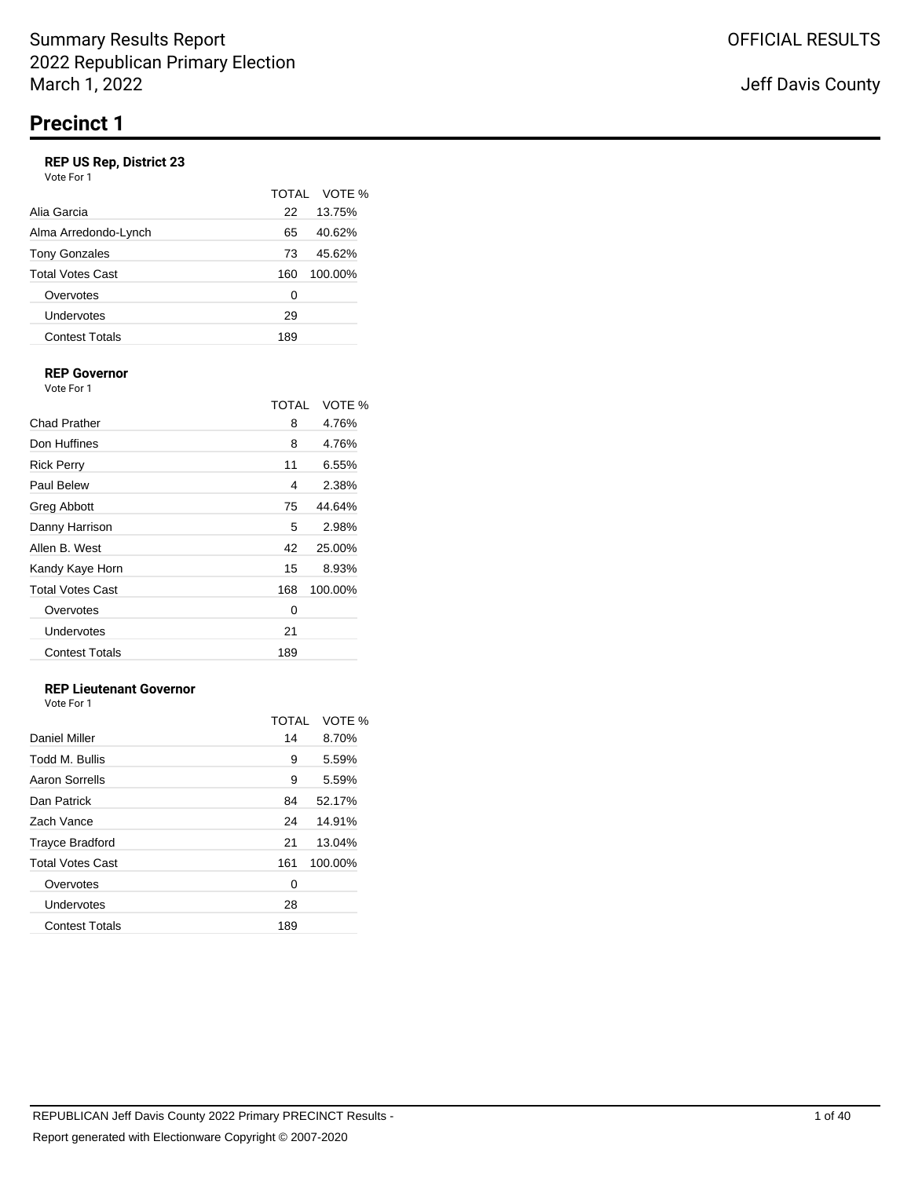Summary Results Report
2022 Republican Primary Election
March 1, 2022

OFFICIAL RESULTS

Jeff Davis County

# Precinct 1

### REP US Rep, District 23

Vote For 1

| | TOTAL | VOTE % |
|---|---|---|
| Alia Garcia | 22 | 13.75% |
| Alma Arredondo-Lynch | 65 | 40.62% |
| Tony Gonzales | 73 | 45.62% |
| Total Votes Cast | 160 | 100.00% |
| Overvotes | 0 | |
| Undervotes | 29 | |
| Contest Totals | 189 | |

### REP Governor

Vote For 1

| | TOTAL | VOTE % |
|---|---|---|
| Chad Prather | 8 | 4.76% |
| Don Huffines | 8 | 4.76% |
| Rick Perry | 11 | 6.55% |
| Paul Belew | 4 | 2.38% |
| Greg Abbott | 75 | 44.64% |
| Danny Harrison | 5 | 2.98% |
| Allen B. West | 42 | 25.00% |
| Kandy Kaye Horn | 15 | 8.93% |
| Total Votes Cast | 168 | 100.00% |
| Overvotes | 0 | |
| Undervotes | 21 | |
| Contest Totals | 189 | |

### REP Lieutenant Governor

Vote For 1

| | TOTAL | VOTE % |
|---|---|---|
| Daniel Miller | 14 | 8.70% |
| Todd M. Bullis | 9 | 5.59% |
| Aaron Sorrells | 9 | 5.59% |
| Dan Patrick | 84 | 52.17% |
| Zach Vance | 24 | 14.91% |
| Trayce Bradford | 21 | 13.04% |
| Total Votes Cast | 161 | 100.00% |
| Overvotes | 0 | |
| Undervotes | 28 | |
| Contest Totals | 189 | |

REPUBLICAN Jeff Davis County 2022 Primary PRECINCT Results -

Report generated with Electionware Copyright © 2007-2020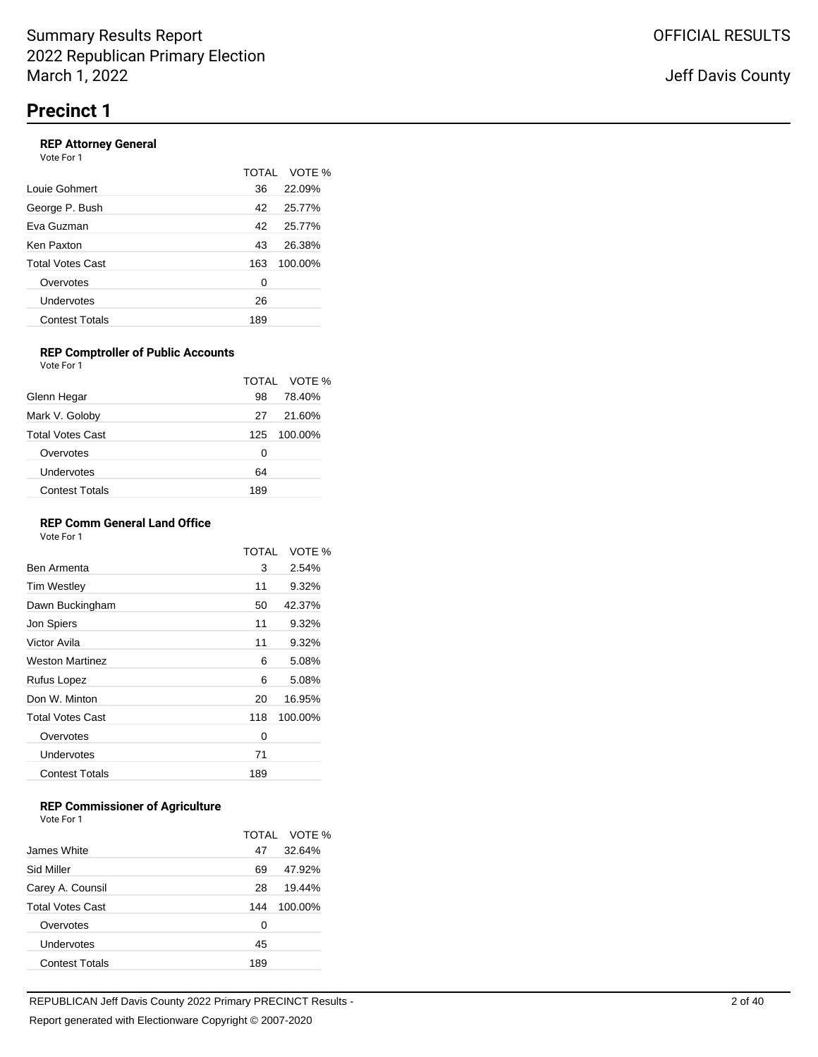Summary Results Report
2022 Republican Primary Election
March 1, 2022

OFFICIAL RESULTS

Jeff Davis County

# Precinct 1

### REP Attorney General

Vote For 1

| | TOTAL | VOTE % |
|---|---|---|
| Louie Gohmert | 36 | 22.09% |
| George P. Bush | 42 | 25.77% |
| Eva Guzman | 42 | 25.77% |
| Ken Paxton | 43 | 26.38% |
| Total Votes Cast | 163 | 100.00% |
| Overvotes | 0 | |
| Undervotes | 26 | |
| Contest Totals | 189 | |

### REP Comptroller of Public Accounts

Vote For 1

| | TOTAL | VOTE % |
|---|---|---|
| Glenn Hegar | 98 | 78.40% |
| Mark V. Goloby | 27 | 21.60% |
| Total Votes Cast | 125 | 100.00% |
| Overvotes | 0 | |
| Undervotes | 64 | |
| Contest Totals | 189 | |

### REP Comm General Land Office

Vote For 1

| | TOTAL | VOTE % |
|---|---|---|
| Ben Armenta | 3 | 2.54% |
| Tim Westley | 11 | 9.32% |
| Dawn Buckingham | 50 | 42.37% |
| Jon Spiers | 11 | 9.32% |
| Victor Avila | 11 | 9.32% |
| Weston Martinez | 6 | 5.08% |
| Rufus Lopez | 6 | 5.08% |
| Don W. Minton | 20 | 16.95% |
| Total Votes Cast | 118 | 100.00% |
| Overvotes | 0 | |
| Undervotes | 71 | |
| Contest Totals | 189 | |

### REP Commissioner of Agriculture

Vote For 1

| | TOTAL | VOTE % |
|---|---|---|
| James White | 47 | 32.64% |
| Sid Miller | 69 | 47.92% |
| Carey A. Counsil | 28 | 19.44% |
| Total Votes Cast | 144 | 100.00% |
| Overvotes | 0 | |
| Undervotes | 45 | |
| Contest Totals | 189 | |

REPUBLICAN Jeff Davis County 2022 Primary PRECINCT Results -

Report generated with Electionware Copyright © 2007-2020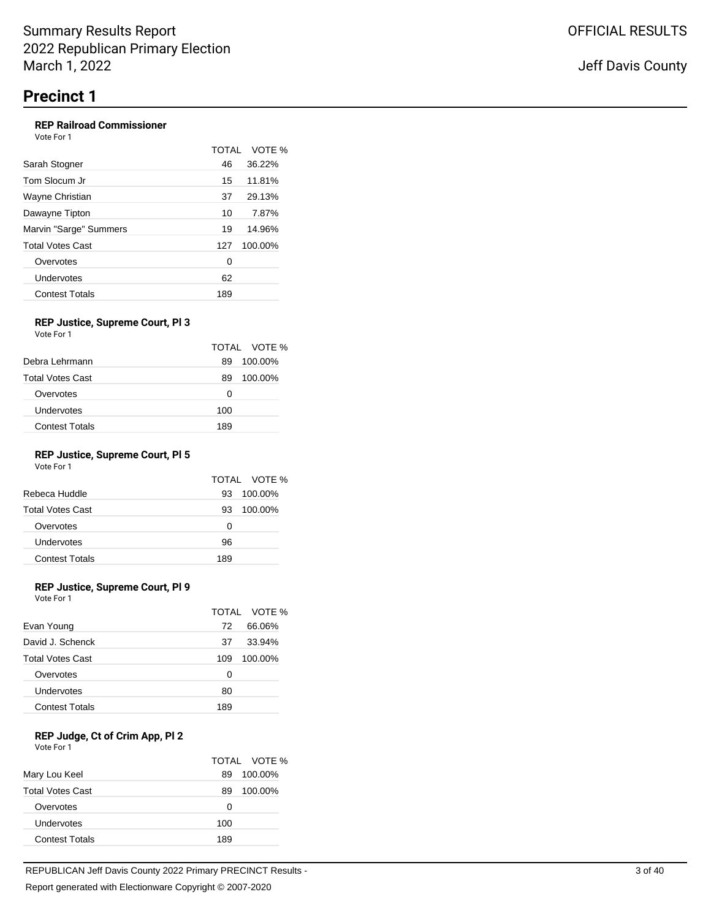# Precinct 1

### REP Railroad Commissioner

Vote For 1

| | TOTAL | VOTE % |
|---|---|---|
| Sarah Stogner | 46 | 36.22% |
| Tom Slocum Jr | 15 | 11.81% |
| Wayne Christian | 37 | 29.13% |
| Dawayne Tipton | 10 | 7.87% |
| Marvin "Sarge" Summers | 19 | 14.96% |
| Total Votes Cast | 127 | 100.00% |
| Overvotes | 0 | |
| Undervotes | 62 | |
| Contest Totals | 189 | |

### REP Justice, Supreme Court, Pl 3

Vote For 1

| | TOTAL | VOTE % |
|---|---|---|
| Debra Lehrmann | 89 | 100.00% |
| Total Votes Cast | 89 | 100.00% |
| Overvotes | 0 | |
| Undervotes | 100 | |
| Contest Totals | 189 | |

### REP Justice, Supreme Court, Pl 5

Vote For 1

| | TOTAL | VOTE % |
|---|---|---|
| Rebeca Huddle | 93 | 100.00% |
| Total Votes Cast | 93 | 100.00% |
| Overvotes | 0 | |
| Undervotes | 96 | |
| Contest Totals | 189 | |

### REP Justice, Supreme Court, Pl 9

Vote For 1

| | TOTAL | VOTE % |
|---|---|---|
| Evan Young | 72 | 66.06% |
| David J. Schenck | 37 | 33.94% |
| Total Votes Cast | 109 | 100.00% |
| Overvotes | 0 | |
| Undervotes | 80 | |
| Contest Totals | 189 | |

### REP Judge, Ct of Crim App, Pl 2

Vote For 1

| | TOTAL | VOTE % |
|---|---|---|
| Mary Lou Keel | 89 | 100.00% |
| Total Votes Cast | 89 | 100.00% |
| Overvotes | 0 | |
| Undervotes | 100 | |
| Contest Totals | 189 | |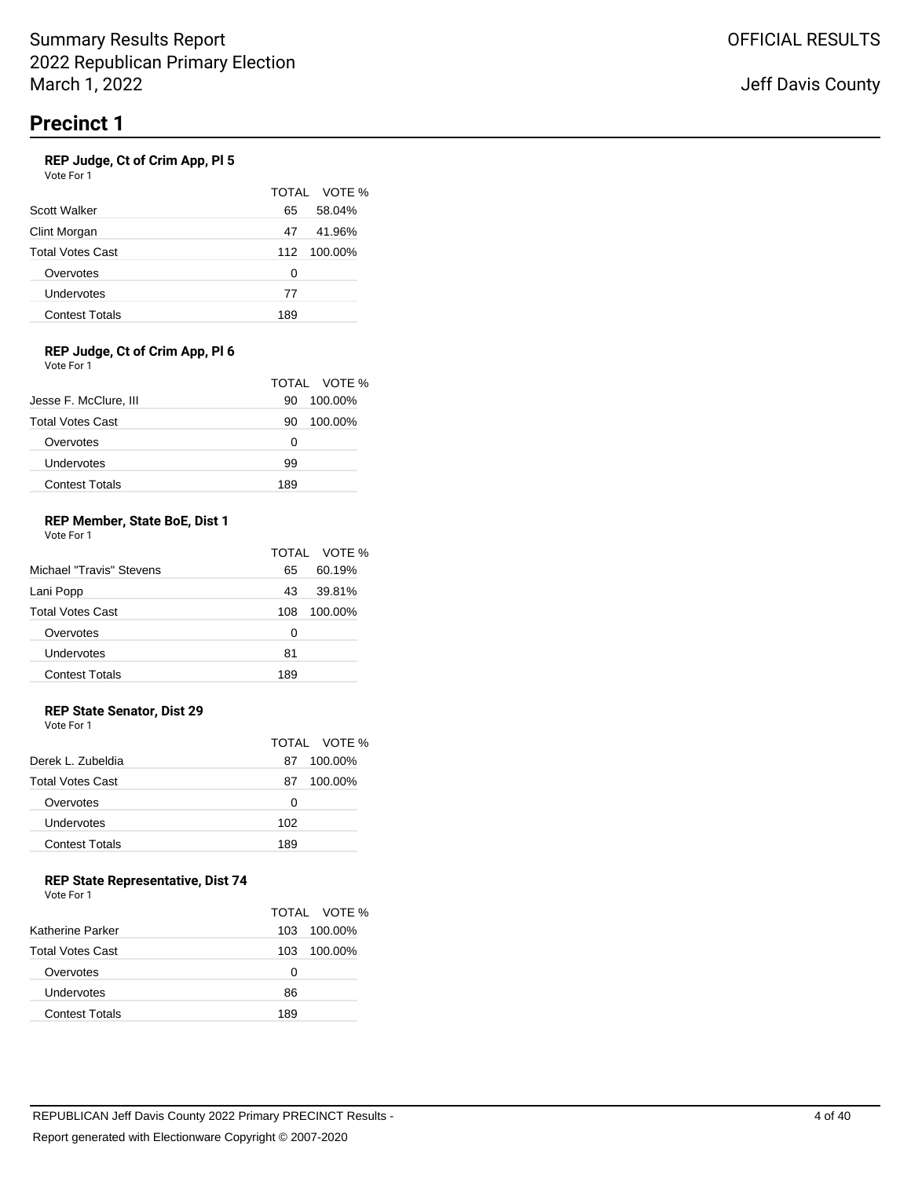# Precinct 1

### REP Judge, Ct of Crim App, Pl 5

Vote For 1

| | TOTAL | VOTE % |
|---|---|---|
| Scott Walker | 65 | 58.04% |
| Clint Morgan | 47 | 41.96% |
| Total Votes Cast | 112 | 100.00% |
| Overvotes | 0 | |
| Undervotes | 77 | |
| Contest Totals | 189 | |

### REP Judge, Ct of Crim App, Pl 6

Vote For 1

| | TOTAL | VOTE % |
|---|---|---|
| Jesse F. McClure, III | 90 | 100.00% |
| Total Votes Cast | 90 | 100.00% |
| Overvotes | 0 | |
| Undervotes | 99 | |
| Contest Totals | 189 | |

### REP Member, State BoE, Dist 1

Vote For 1

| | TOTAL | VOTE % |
|---|---|---|
| Michael "Travis" Stevens | 65 | 60.19% |
| Lani Popp | 43 | 39.81% |
| Total Votes Cast | 108 | 100.00% |
| Overvotes | 0 | |
| Undervotes | 81 | |
| Contest Totals | 189 | |

### REP State Senator, Dist 29

Vote For 1

| | TOTAL | VOTE % |
|---|---|---|
| Derek L. Zubeldia | 87 | 100.00% |
| Total Votes Cast | 87 | 100.00% |
| Overvotes | 0 | |
| Undervotes | 102 | |
| Contest Totals | 189 | |

### REP State Representative, Dist 74

Vote For 1

| | TOTAL | VOTE % |
|---|---|---|
| Katherine Parker | 103 | 100.00% |
| Total Votes Cast | 103 | 100.00% |
| Overvotes | 0 | |
| Undervotes | 86 | |
| Contest Totals | 189 | |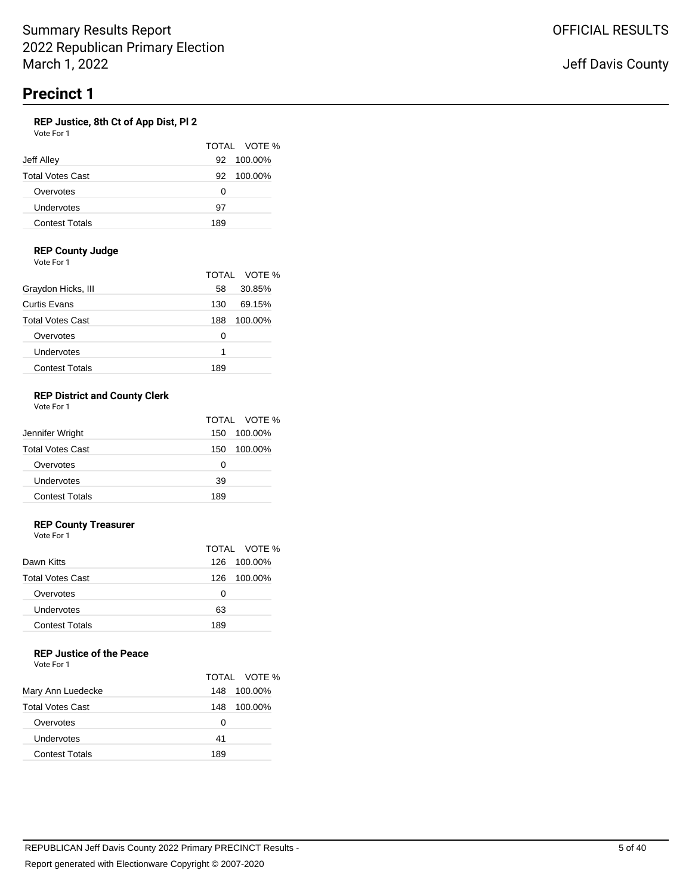Summary Results Report
2022 Republican Primary Election
March 1, 2022

OFFICIAL RESULTS

Jeff Davis County

# Precinct 1

### REP Justice, 8th Ct of App Dist, Pl 2

Vote For 1

| | TOTAL | VOTE % |
|---|---|---|
| Jeff Alley | 92 | 100.00% |
| Total Votes Cast | 92 | 100.00% |
| Overvotes | 0 | |
| Undervotes | 97 | |
| Contest Totals | 189 | |

### REP County Judge

Vote For 1

| | TOTAL | VOTE % |
|---|---|---|
| Graydon Hicks, III | 58 | 30.85% |
| Curtis Evans | 130 | 69.15% |
| Total Votes Cast | 188 | 100.00% |
| Overvotes | 0 | |
| Undervotes | 1 | |
| Contest Totals | 189 | |

### REP District and County Clerk

Vote For 1

| | TOTAL | VOTE % |
|---|---|---|
| Jennifer Wright | 150 | 100.00% |
| Total Votes Cast | 150 | 100.00% |
| Overvotes | 0 | |
| Undervotes | 39 | |
| Contest Totals | 189 | |

### REP County Treasurer

Vote For 1

| | TOTAL | VOTE % |
|---|---|---|
| Dawn Kitts | 126 | 100.00% |
| Total Votes Cast | 126 | 100.00% |
| Overvotes | 0 | |
| Undervotes | 63 | |
| Contest Totals | 189 | |

### REP Justice of the Peace

Vote For 1

| | TOTAL | VOTE % |
|---|---|---|
| Mary Ann Luedecke | 148 | 100.00% |
| Total Votes Cast | 148 | 100.00% |
| Overvotes | 0 | |
| Undervotes | 41 | |
| Contest Totals | 189 | |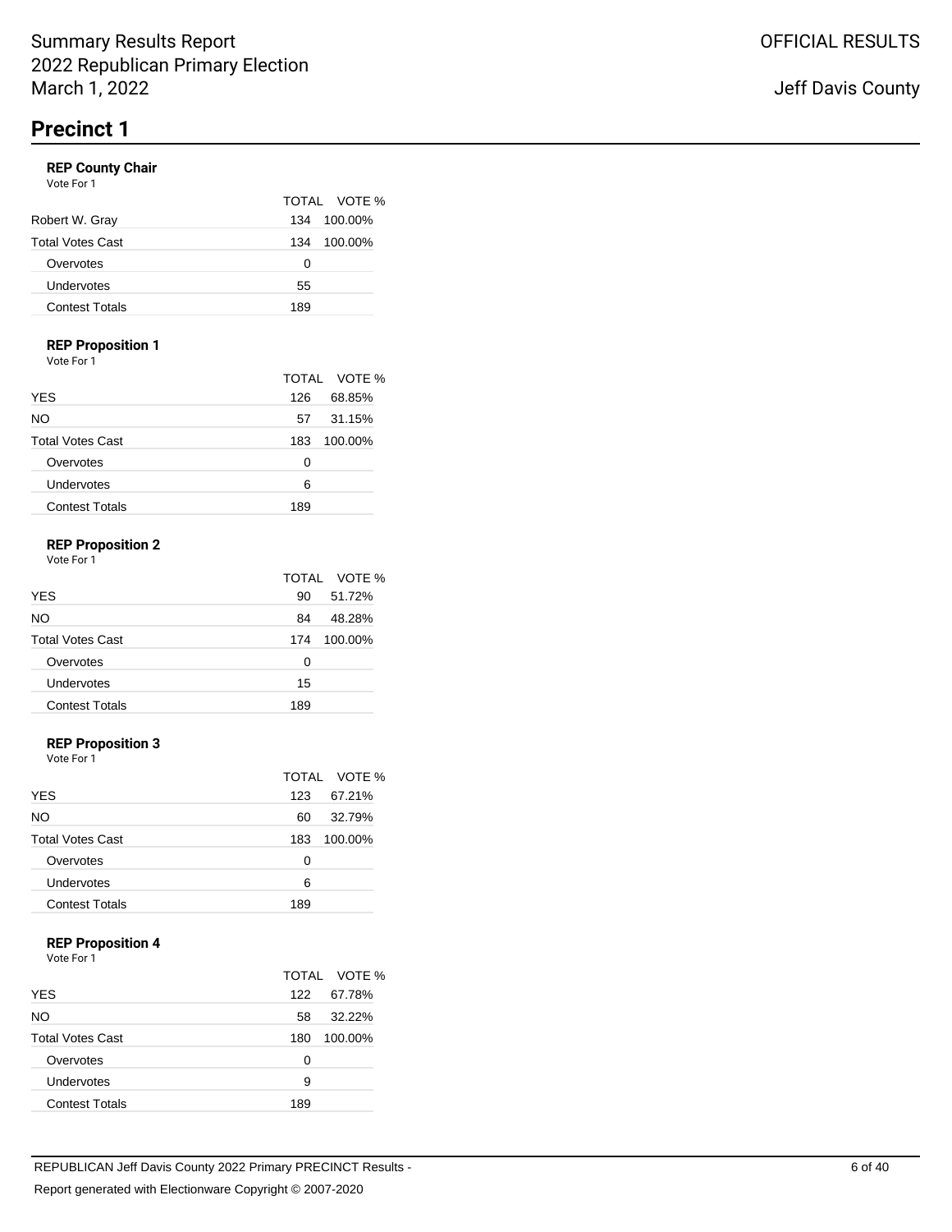# Precinct 1

### REP County Chair

Vote For 1

| | TOTAL | VOTE % |
|---|---|---|
| Robert W. Gray | 134 | 100.00% |
| Total Votes Cast | 134 | 100.00% |
| Overvotes | 0 | |
| Undervotes | 55 | |
| Contest Totals | 189 | |

### REP Proposition 1

Vote For 1

| | TOTAL | VOTE % |
|---|---|---|
| YES | 126 | 68.85% |
| NO | 57 | 31.15% |
| Total Votes Cast | 183 | 100.00% |
| Overvotes | 0 | |
| Undervotes | 6 | |
| Contest Totals | 189 | |

### REP Proposition 2

Vote For 1

| | TOTAL | VOTE % |
|---|---|---|
| YES | 90 | 51.72% |
| NO | 84 | 48.28% |
| Total Votes Cast | 174 | 100.00% |
| Overvotes | 0 | |
| Undervotes | 15 | |
| Contest Totals | 189 | |

### REP Proposition 3

Vote For 1

| | TOTAL | VOTE % |
|---|---|---|
| YES | 123 | 67.21% |
| NO | 60 | 32.79% |
| Total Votes Cast | 183 | 100.00% |
| Overvotes | 0 | |
| Undervotes | 6 | |
| Contest Totals | 189 | |

### REP Proposition 4

Vote For 1

| | TOTAL | VOTE % |
|---|---|---|
| YES | 122 | 67.78% |
| NO | 58 | 32.22% |
| Total Votes Cast | 180 | 100.00% |
| Overvotes | 0 | |
| Undervotes | 9 | |
| Contest Totals | 189 | |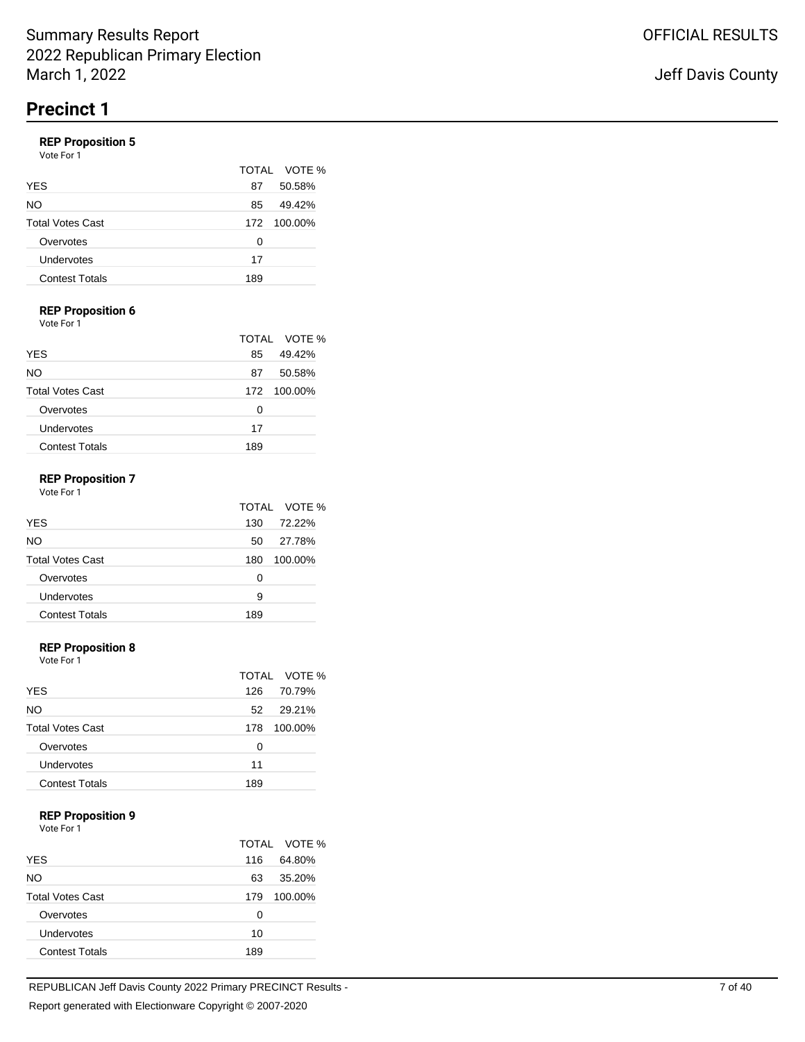Summary Results Report
2022 Republican Primary Election
March 1, 2022

OFFICIAL RESULTS

Jeff Davis County

# Precinct 1

### REP Proposition 5

Vote For 1

| | TOTAL | VOTE % |
|---|---|---|
| YES | 87 | 50.58% |
| NO | 85 | 49.42% |
| Total Votes Cast | 172 | 100.00% |
| Overvotes | 0 | |
| Undervotes | 17 | |
| Contest Totals | 189 | |

### REP Proposition 6

Vote For 1

| | TOTAL | VOTE % |
|---|---|---|
| YES | 85 | 49.42% |
| NO | 87 | 50.58% |
| Total Votes Cast | 172 | 100.00% |
| Overvotes | 0 | |
| Undervotes | 17 | |
| Contest Totals | 189 | |

### REP Proposition 7

Vote For 1

| | TOTAL | VOTE % |
|---|---|---|
| YES | 130 | 72.22% |
| NO | 50 | 27.78% |
| Total Votes Cast | 180 | 100.00% |
| Overvotes | 0 | |
| Undervotes | 9 | |
| Contest Totals | 189 | |

### REP Proposition 8

Vote For 1

| | TOTAL | VOTE % |
|---|---|---|
| YES | 126 | 70.79% |
| NO | 52 | 29.21% |
| Total Votes Cast | 178 | 100.00% |
| Overvotes | 0 | |
| Undervotes | 11 | |
| Contest Totals | 189 | |

### REP Proposition 9

Vote For 1

| | TOTAL | VOTE % |
|---|---|---|
| YES | 116 | 64.80% |
| NO | 63 | 35.20% |
| Total Votes Cast | 179 | 100.00% |
| Overvotes | 0 | |
| Undervotes | 10 | |
| Contest Totals | 189 | |

REPUBLICAN Jeff Davis County 2022 Primary PRECINCT Results -

Report generated with Electionware Copyright © 2007-2020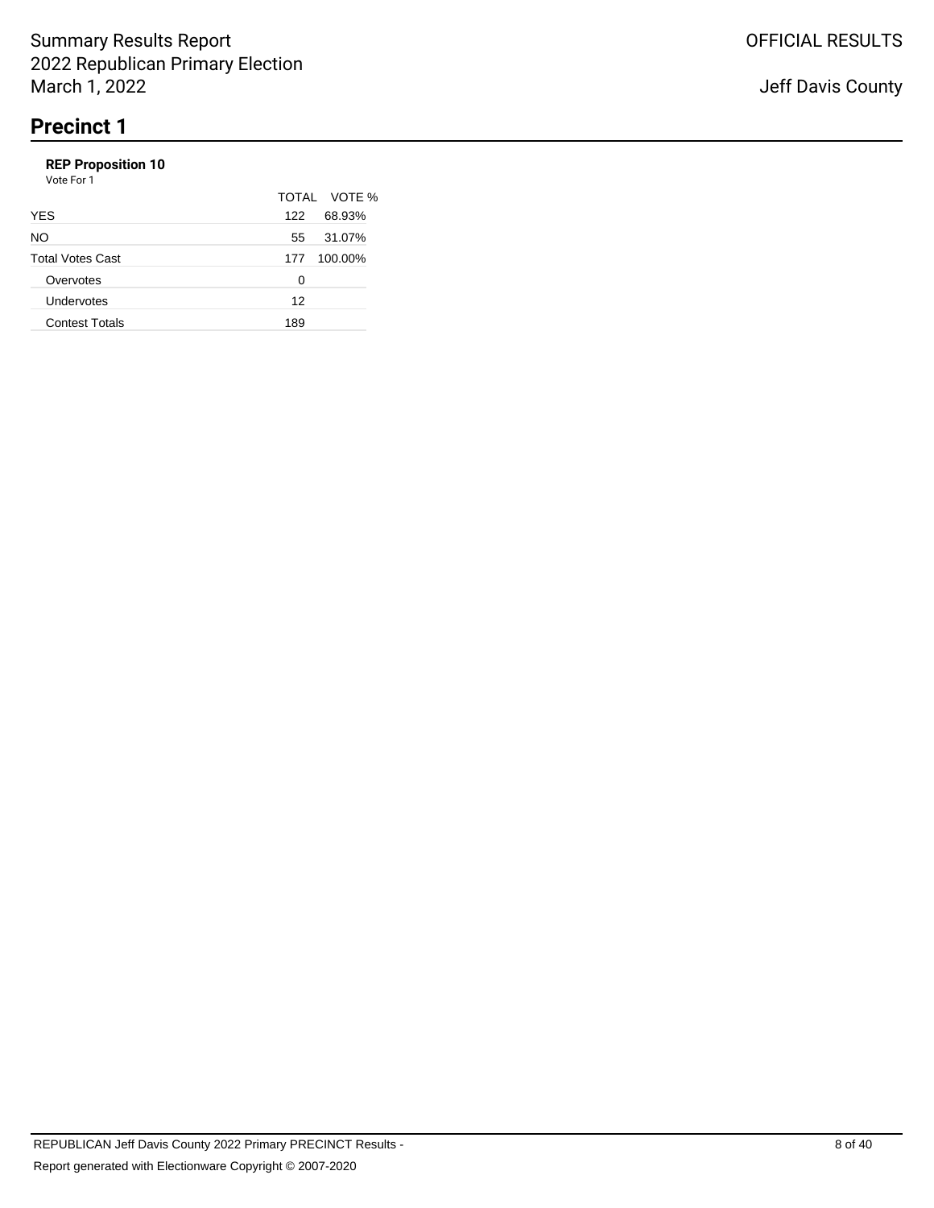## Precinct 1

**REP Proposition 10**

Vote For 1

| | TOTAL | VOTE % |
|---|---|---|
| YES | 122 | 68.93% |
| NO | 55 | 31.07% |
| Total Votes Cast | 177 | 100.00% |
| Overvotes | 0 | |
| Undervotes | 12 | |
| Contest Totals | 189 | |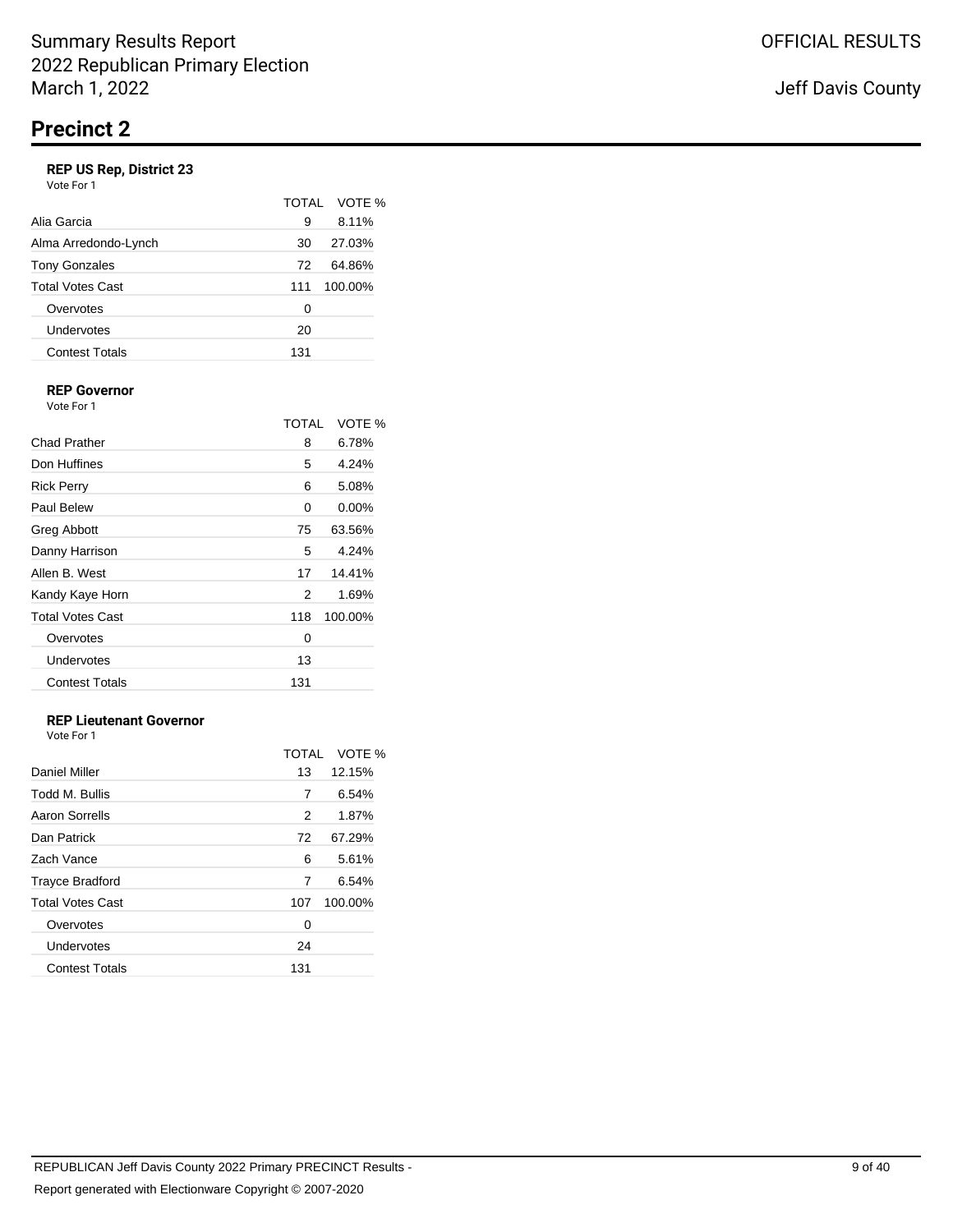Summary Results Report
2022 Republican Primary Election
March 1, 2022

OFFICIAL RESULTS

Jeff Davis County

# Precinct 2

### REP US Rep, District 23
Vote For 1

| | TOTAL | VOTE % |
|---|---|---|
| Alia Garcia | 9 | 8.11% |
| Alma Arredondo-Lynch | 30 | 27.03% |
| Tony Gonzales | 72 | 64.86% |
| Total Votes Cast | 111 | 100.00% |
| Overvotes | 0 | |
| Undervotes | 20 | |
| Contest Totals | 131 | |

### REP Governor
Vote For 1

| | TOTAL | VOTE % |
|---|---|---|
| Chad Prather | 8 | 6.78% |
| Don Huffines | 5 | 4.24% |
| Rick Perry | 6 | 5.08% |
| Paul Belew | 0 | 0.00% |
| Greg Abbott | 75 | 63.56% |
| Danny Harrison | 5 | 4.24% |
| Allen B. West | 17 | 14.41% |
| Kandy Kaye Horn | 2 | 1.69% |
| Total Votes Cast | 118 | 100.00% |
| Overvotes | 0 | |
| Undervotes | 13 | |
| Contest Totals | 131 | |

### REP Lieutenant Governor
Vote For 1

| | TOTAL | VOTE % |
|---|---|---|
| Daniel Miller | 13 | 12.15% |
| Todd M. Bullis | 7 | 6.54% |
| Aaron Sorrells | 2 | 1.87% |
| Dan Patrick | 72 | 67.29% |
| Zach Vance | 6 | 5.61% |
| Trayce Bradford | 7 | 6.54% |
| Total Votes Cast | 107 | 100.00% |
| Overvotes | 0 | |
| Undervotes | 24 | |
| Contest Totals | 131 | |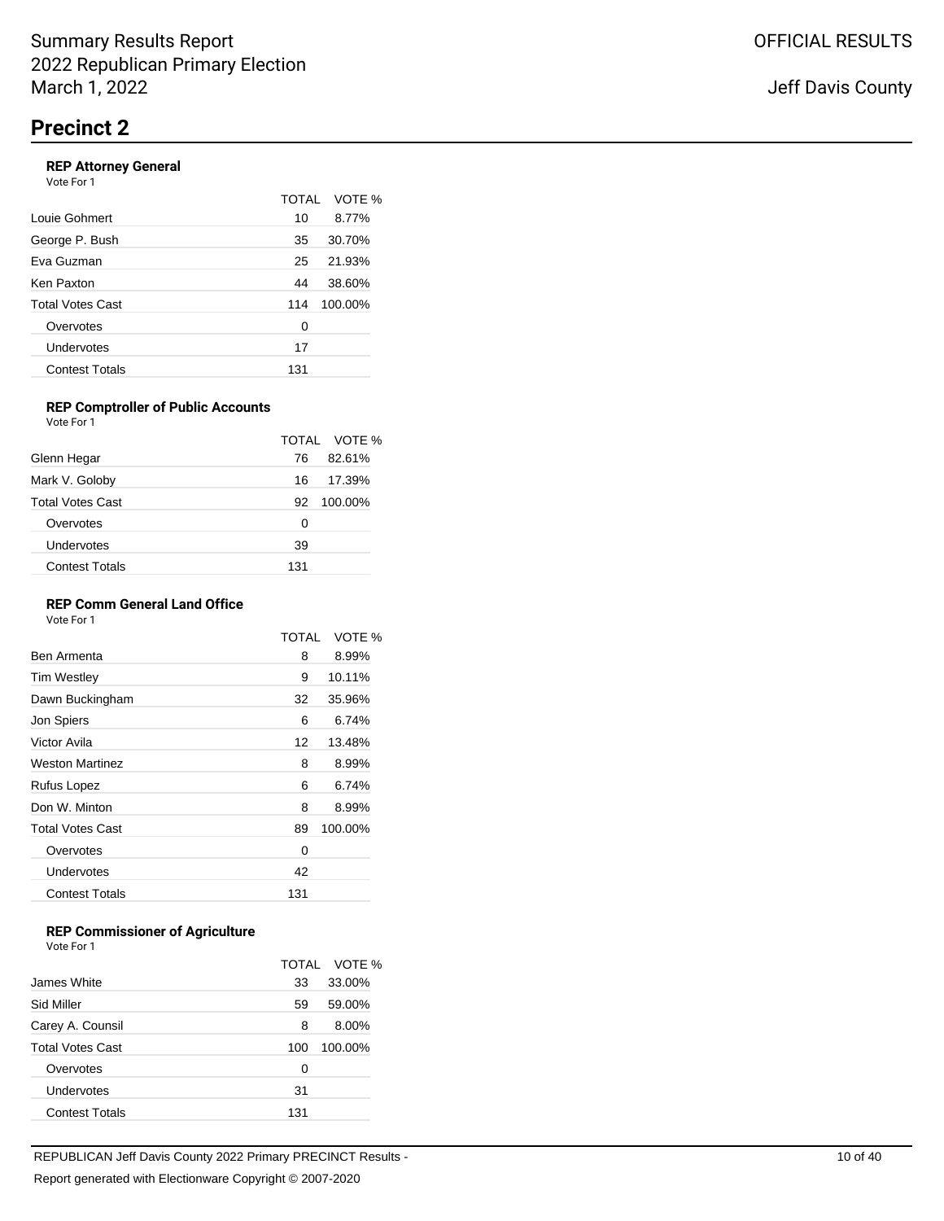Summary Results Report
2022 Republican Primary Election
March 1, 2022

OFFICIAL RESULTS

Jeff Davis County

# Precinct 2

### REP Attorney General

Vote For 1

| | TOTAL | VOTE % |
|---|---|---|
| Louie Gohmert | 10 | 8.77% |
| George P. Bush | 35 | 30.70% |
| Eva Guzman | 25 | 21.93% |
| Ken Paxton | 44 | 38.60% |
| Total Votes Cast | 114 | 100.00% |
| Overvotes | 0 | |
| Undervotes | 17 | |
| Contest Totals | 131 | |

### REP Comptroller of Public Accounts

Vote For 1

| | TOTAL | VOTE % |
|---|---|---|
| Glenn Hegar | 76 | 82.61% |
| Mark V. Goloby | 16 | 17.39% |
| Total Votes Cast | 92 | 100.00% |
| Overvotes | 0 | |
| Undervotes | 39 | |
| Contest Totals | 131 | |

### REP Comm General Land Office

Vote For 1

| | TOTAL | VOTE % |
|---|---|---|
| Ben Armenta | 8 | 8.99% |
| Tim Westley | 9 | 10.11% |
| Dawn Buckingham | 32 | 35.96% |
| Jon Spiers | 6 | 6.74% |
| Victor Avila | 12 | 13.48% |
| Weston Martinez | 8 | 8.99% |
| Rufus Lopez | 6 | 6.74% |
| Don W. Minton | 8 | 8.99% |
| Total Votes Cast | 89 | 100.00% |
| Overvotes | 0 | |
| Undervotes | 42 | |
| Contest Totals | 131 | |

### REP Commissioner of Agriculture

Vote For 1

| | TOTAL | VOTE % |
|---|---|---|
| James White | 33 | 33.00% |
| Sid Miller | 59 | 59.00% |
| Carey A. Counsil | 8 | 8.00% |
| Total Votes Cast | 100 | 100.00% |
| Overvotes | 0 | |
| Undervotes | 31 | |
| Contest Totals | 131 | |

REPUBLICAN Jeff Davis County 2022 Primary PRECINCT Results -

Report generated with Electionware Copyright © 2007-2020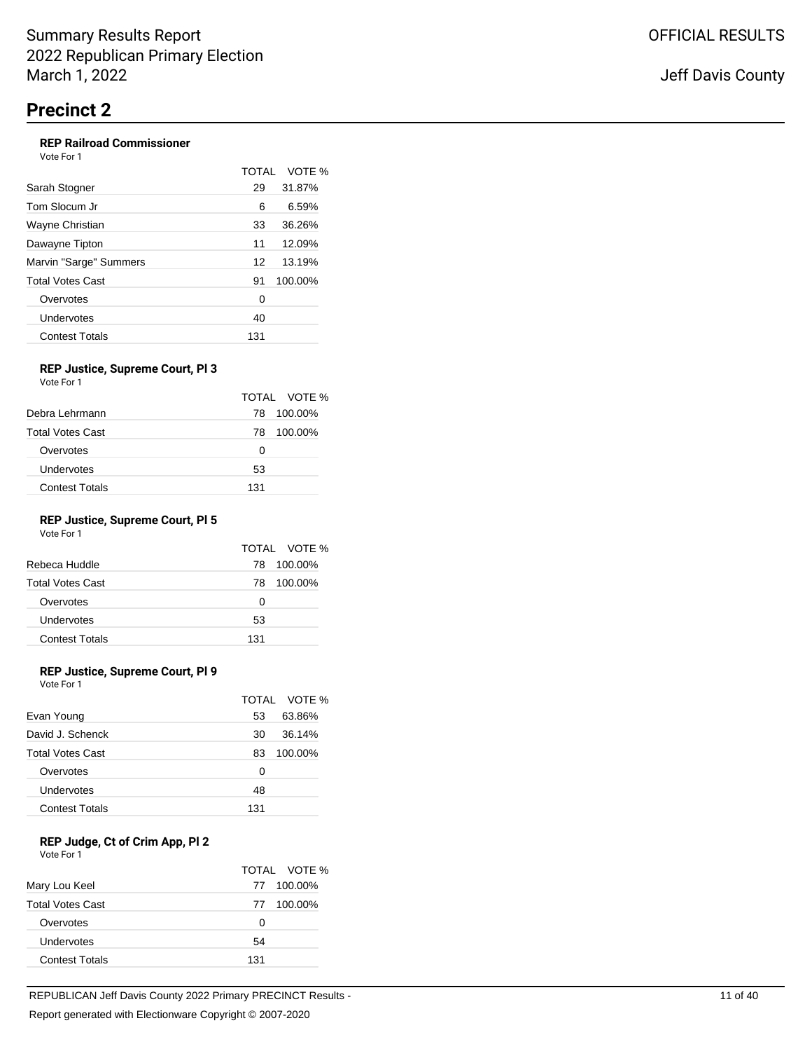Summary Results Report
2022 Republican Primary Election
March 1, 2022

OFFICIAL RESULTS

Jeff Davis County

# Precinct 2

### REP Railroad Commissioner

Vote For 1

| | TOTAL | VOTE % |
|---|---|---|
| Sarah Stogner | 29 | 31.87% |
| Tom Slocum Jr | 6 | 6.59% |
| Wayne Christian | 33 | 36.26% |
| Dawayne Tipton | 11 | 12.09% |
| Marvin "Sarge" Summers | 12 | 13.19% |
| Total Votes Cast | 91 | 100.00% |
| Overvotes | 0 | |
| Undervotes | 40 | |
| Contest Totals | 131 | |

### REP Justice, Supreme Court, Pl 3

Vote For 1

| | TOTAL | VOTE % |
|---|---|---|
| Debra Lehrmann | 78 | 100.00% |
| Total Votes Cast | 78 | 100.00% |
| Overvotes | 0 | |
| Undervotes | 53 | |
| Contest Totals | 131 | |

### REP Justice, Supreme Court, Pl 5

Vote For 1

| | TOTAL | VOTE % |
|---|---|---|
| Rebeca Huddle | 78 | 100.00% |
| Total Votes Cast | 78 | 100.00% |
| Overvotes | 0 | |
| Undervotes | 53 | |
| Contest Totals | 131 | |

### REP Justice, Supreme Court, Pl 9

Vote For 1

| | TOTAL | VOTE % |
|---|---|---|
| Evan Young | 53 | 63.86% |
| David J. Schenck | 30 | 36.14% |
| Total Votes Cast | 83 | 100.00% |
| Overvotes | 0 | |
| Undervotes | 48 | |
| Contest Totals | 131 | |

### REP Judge, Ct of Crim App, Pl 2

Vote For 1

| | TOTAL | VOTE % |
|---|---|---|
| Mary Lou Keel | 77 | 100.00% |
| Total Votes Cast | 77 | 100.00% |
| Overvotes | 0 | |
| Undervotes | 54 | |
| Contest Totals | 131 | |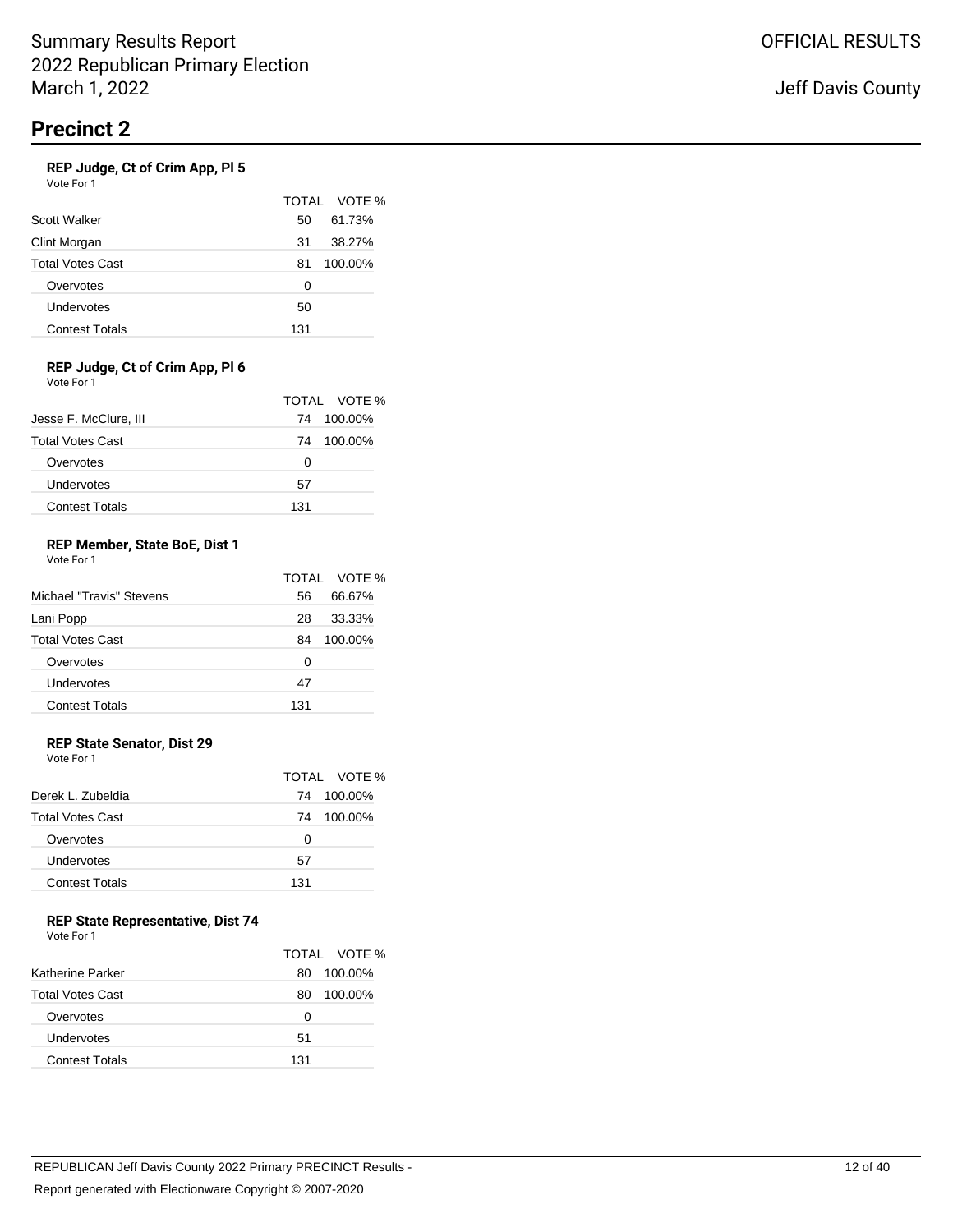# Precinct 2

### REP Judge, Ct of Crim App, Pl 5

Vote For 1

| | TOTAL | VOTE % |
|---|---|---|
| Scott Walker | 50 | 61.73% |
| Clint Morgan | 31 | 38.27% |
| Total Votes Cast | 81 | 100.00% |
| Overvotes | 0 | |
| Undervotes | 50 | |
| Contest Totals | 131 | |

### REP Judge, Ct of Crim App, Pl 6

Vote For 1

| | TOTAL | VOTE % |
|---|---|---|
| Jesse F. McClure, III | 74 | 100.00% |
| Total Votes Cast | 74 | 100.00% |
| Overvotes | 0 | |
| Undervotes | 57 | |
| Contest Totals | 131 | |

### REP Member, State BoE, Dist 1

Vote For 1

| | TOTAL | VOTE % |
|---|---|---|
| Michael "Travis" Stevens | 56 | 66.67% |
| Lani Popp | 28 | 33.33% |
| Total Votes Cast | 84 | 100.00% |
| Overvotes | 0 | |
| Undervotes | 47 | |
| Contest Totals | 131 | |

### REP State Senator, Dist 29

Vote For 1

| | TOTAL | VOTE % |
|---|---|---|
| Derek L. Zubeldia | 74 | 100.00% |
| Total Votes Cast | 74 | 100.00% |
| Overvotes | 0 | |
| Undervotes | 57 | |
| Contest Totals | 131 | |

### REP State Representative, Dist 74

Vote For 1

| | TOTAL | VOTE % |
|---|---|---|
| Katherine Parker | 80 | 100.00% |
| Total Votes Cast | 80 | 100.00% |
| Overvotes | 0 | |
| Undervotes | 51 | |
| Contest Totals | 131 | |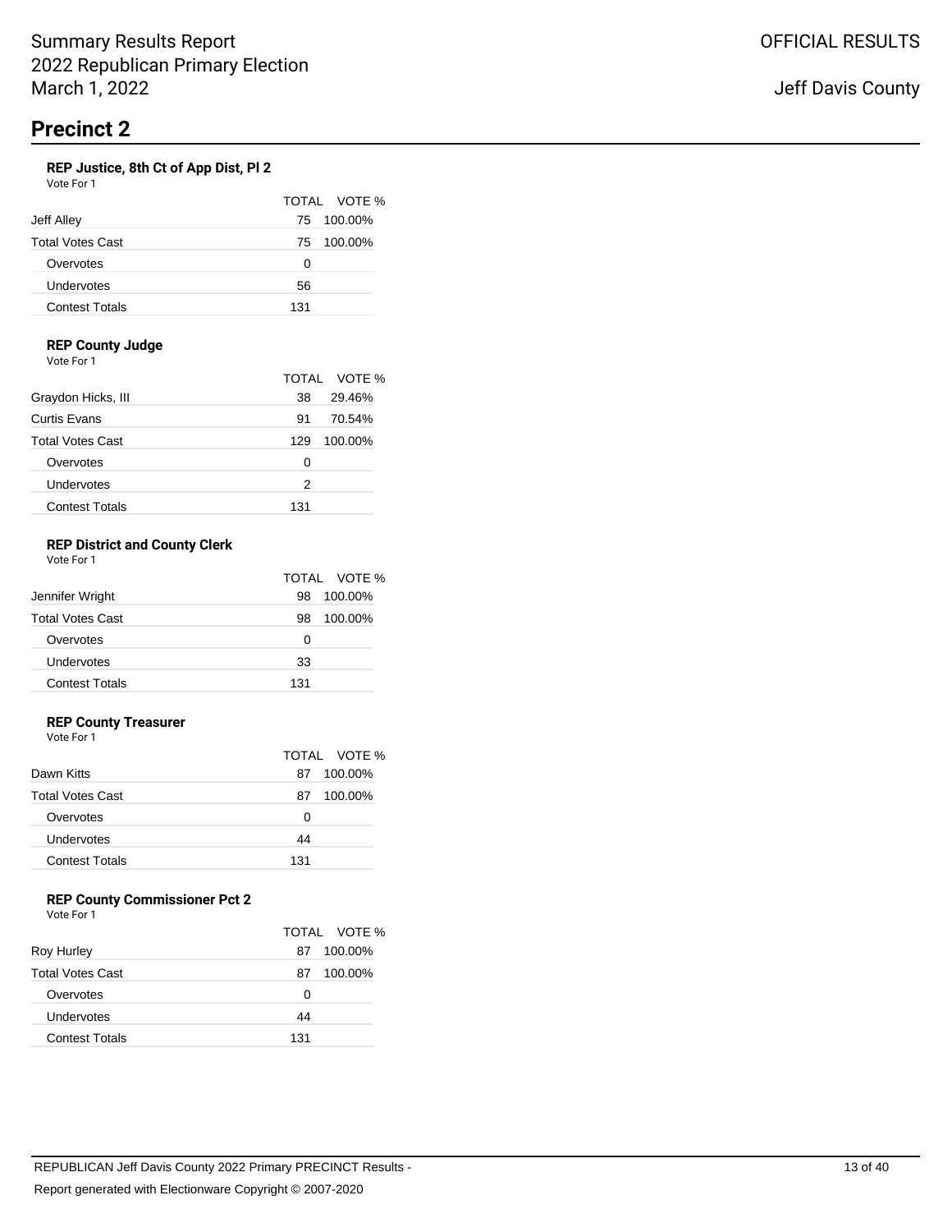Summary Results Report
2022 Republican Primary Election
March 1, 2022

OFFICIAL RESULTS

Jeff Davis County

# Precinct 2

### REP Justice, 8th Ct of App Dist, Pl 2
Vote For 1

| | TOTAL | VOTE % |
|---|---|---|
| Jeff Alley | 75 | 100.00% |
| Total Votes Cast | 75 | 100.00% |
| Overvotes | 0 | |
| Undervotes | 56 | |
| Contest Totals | 131 | |

### REP County Judge
Vote For 1

| | TOTAL | VOTE % |
|---|---|---|
| Graydon Hicks, III | 38 | 29.46% |
| Curtis Evans | 91 | 70.54% |
| Total Votes Cast | 129 | 100.00% |
| Overvotes | 0 | |
| Undervotes | 2 | |
| Contest Totals | 131 | |

### REP District and County Clerk
Vote For 1

| | TOTAL | VOTE % |
|---|---|---|
| Jennifer Wright | 98 | 100.00% |
| Total Votes Cast | 98 | 100.00% |
| Overvotes | 0 | |
| Undervotes | 33 | |
| Contest Totals | 131 | |

### REP County Treasurer
Vote For 1

| | TOTAL | VOTE % |
|---|---|---|
| Dawn Kitts | 87 | 100.00% |
| Total Votes Cast | 87 | 100.00% |
| Overvotes | 0 | |
| Undervotes | 44 | |
| Contest Totals | 131 | |

### REP County Commissioner Pct 2
Vote For 1

| | TOTAL | VOTE % |
|---|---|---|
| Roy Hurley | 87 | 100.00% |
| Total Votes Cast | 87 | 100.00% |
| Overvotes | 0 | |
| Undervotes | 44 | |
| Contest Totals | 131 | |

REPUBLICAN Jeff Davis County 2022 Primary PRECINCT Results -

Report generated with Electionware Copyright © 2007-2020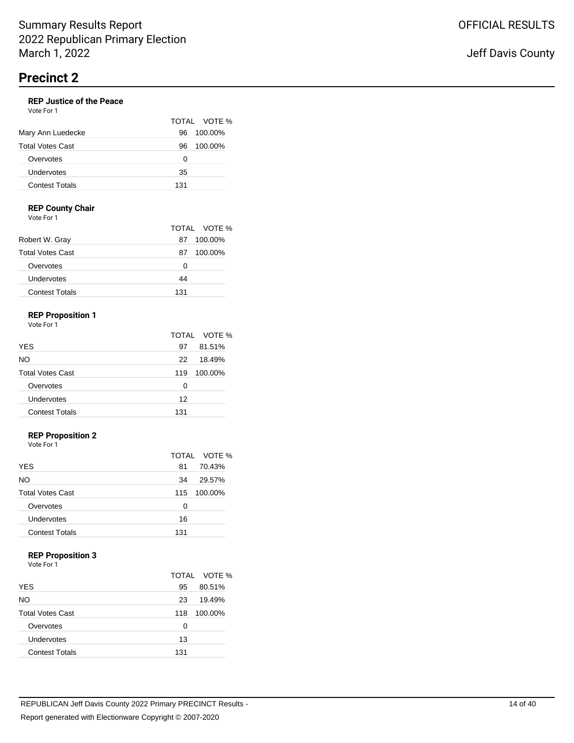Summary Results Report
2022 Republican Primary Election
March 1, 2022

OFFICIAL RESULTS

Jeff Davis County

# Precinct 2

### REP Justice of the Peace

Vote For 1

| | TOTAL | VOTE % |
|---|---|---|
| Mary Ann Luedecke | 96 | 100.00% |
| Total Votes Cast | 96 | 100.00% |
| Overvotes | 0 | |
| Undervotes | 35 | |
| Contest Totals | 131 | |

### REP County Chair

Vote For 1

| | TOTAL | VOTE % |
|---|---|---|
| Robert W. Gray | 87 | 100.00% |
| Total Votes Cast | 87 | 100.00% |
| Overvotes | 0 | |
| Undervotes | 44 | |
| Contest Totals | 131 | |

### REP Proposition 1

Vote For 1

| | TOTAL | VOTE % |
|---|---|---|
| YES | 97 | 81.51% |
| NO | 22 | 18.49% |
| Total Votes Cast | 119 | 100.00% |
| Overvotes | 0 | |
| Undervotes | 12 | |
| Contest Totals | 131 | |

### REP Proposition 2

Vote For 1

| | TOTAL | VOTE % |
|---|---|---|
| YES | 81 | 70.43% |
| NO | 34 | 29.57% |
| Total Votes Cast | 115 | 100.00% |
| Overvotes | 0 | |
| Undervotes | 16 | |
| Contest Totals | 131 | |

### REP Proposition 3

Vote For 1

| | TOTAL | VOTE % |
|---|---|---|
| YES | 95 | 80.51% |
| NO | 23 | 19.49% |
| Total Votes Cast | 118 | 100.00% |
| Overvotes | 0 | |
| Undervotes | 13 | |
| Contest Totals | 131 | |

REPUBLICAN Jeff Davis County 2022 Primary PRECINCT Results -

Report generated with Electionware Copyright © 2007-2020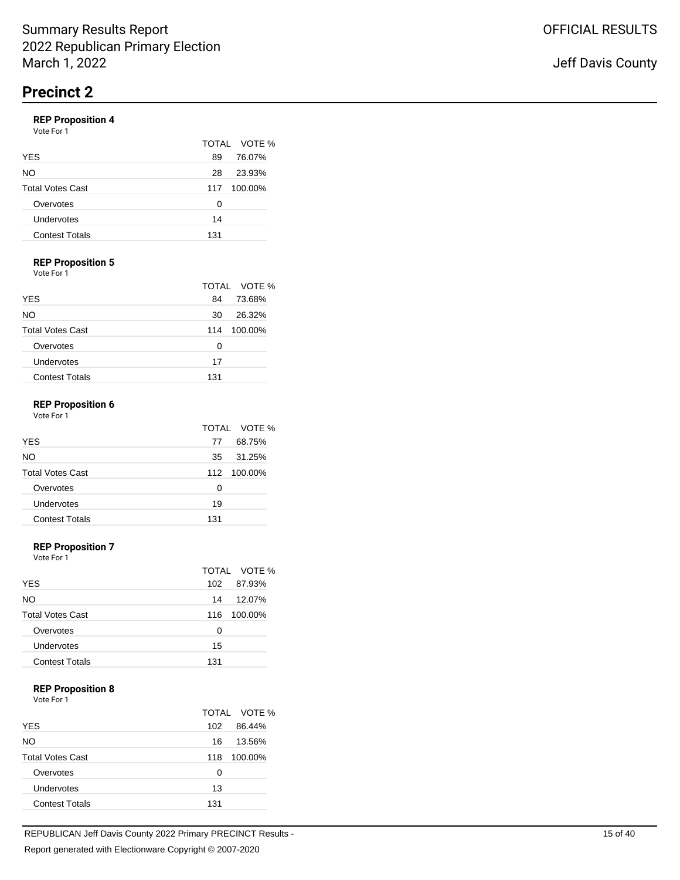Summary Results Report
2022 Republican Primary Election
March 1, 2022

OFFICIAL RESULTS

Jeff Davis County

# Precinct 2

### REP Proposition 4

Vote For 1

| | TOTAL | VOTE % |
|---|---|---|
| YES | 89 | 76.07% |
| NO | 28 | 23.93% |
| Total Votes Cast | 117 | 100.00% |
| Overvotes | 0 | |
| Undervotes | 14 | |
| Contest Totals | 131 | |

### REP Proposition 5

Vote For 1

| | TOTAL | VOTE % |
|---|---|---|
| YES | 84 | 73.68% |
| NO | 30 | 26.32% |
| Total Votes Cast | 114 | 100.00% |
| Overvotes | 0 | |
| Undervotes | 17 | |
| Contest Totals | 131 | |

### REP Proposition 6

Vote For 1

| | TOTAL | VOTE % |
|---|---|---|
| YES | 77 | 68.75% |
| NO | 35 | 31.25% |
| Total Votes Cast | 112 | 100.00% |
| Overvotes | 0 | |
| Undervotes | 19 | |
| Contest Totals | 131 | |

### REP Proposition 7

Vote For 1

| | TOTAL | VOTE % |
|---|---|---|
| YES | 102 | 87.93% |
| NO | 14 | 12.07% |
| Total Votes Cast | 116 | 100.00% |
| Overvotes | 0 | |
| Undervotes | 15 | |
| Contest Totals | 131 | |

### REP Proposition 8

Vote For 1

| | TOTAL | VOTE % |
|---|---|---|
| YES | 102 | 86.44% |
| NO | 16 | 13.56% |
| Total Votes Cast | 118 | 100.00% |
| Overvotes | 0 | |
| Undervotes | 13 | |
| Contest Totals | 131 | |

REPUBLICAN Jeff Davis County 2022 Primary PRECINCT Results -

Report generated with Electionware Copyright © 2007-2020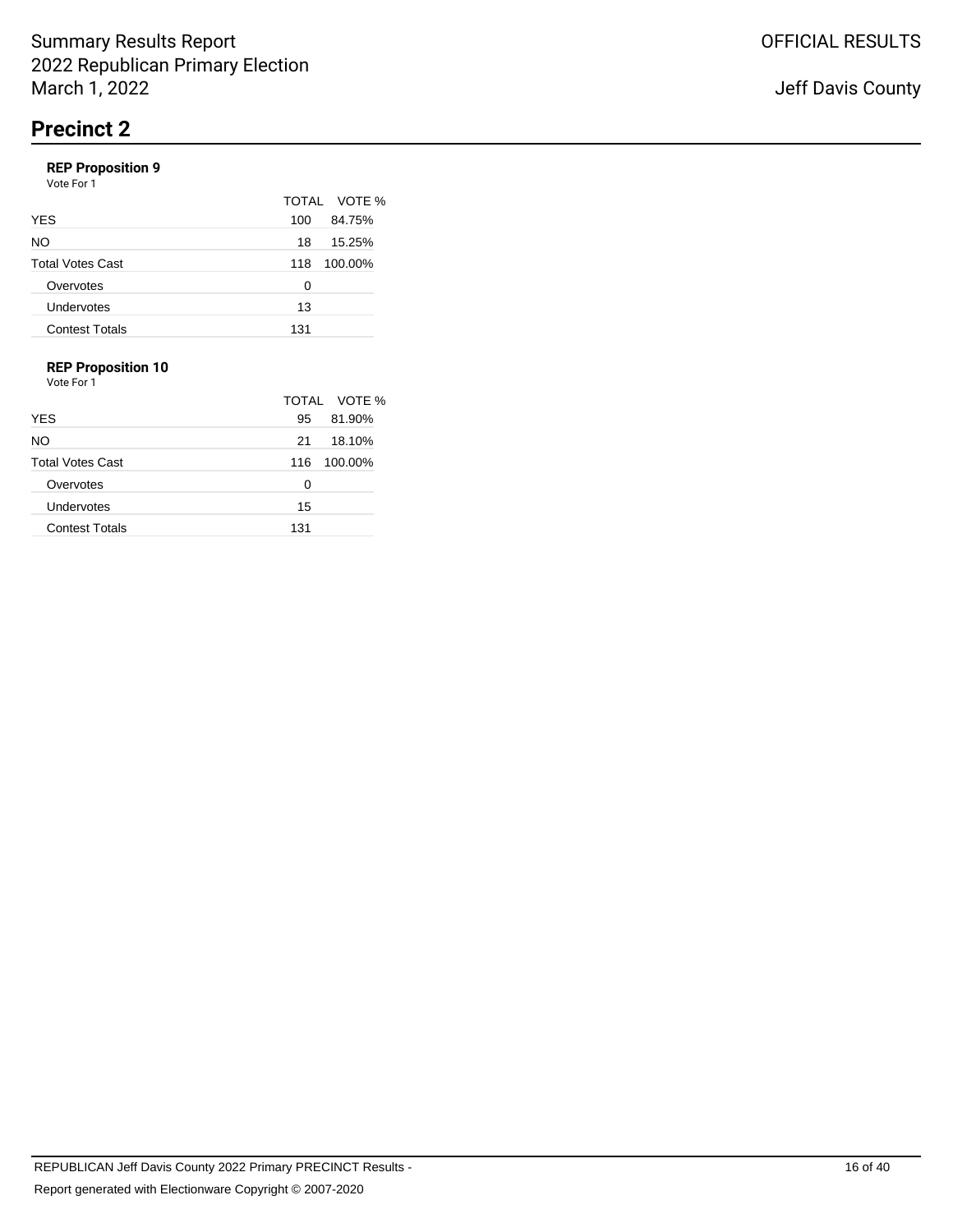# Precinct 2

### REP Proposition 9

Vote For 1

| | TOTAL | VOTE % |
|---|---|---|
| YES | 100 | 84.75% |
| NO | 18 | 15.25% |
| Total Votes Cast | 118 | 100.00% |
| Overvotes | 0 | |
| Undervotes | 13 | |
| Contest Totals | 131 | |

### REP Proposition 10

Vote For 1

| | TOTAL | VOTE % |
|---|---|---|
| YES | 95 | 81.90% |
| NO | 21 | 18.10% |
| Total Votes Cast | 116 | 100.00% |
| Overvotes | 0 | |
| Undervotes | 15 | |
| Contest Totals | 131 | |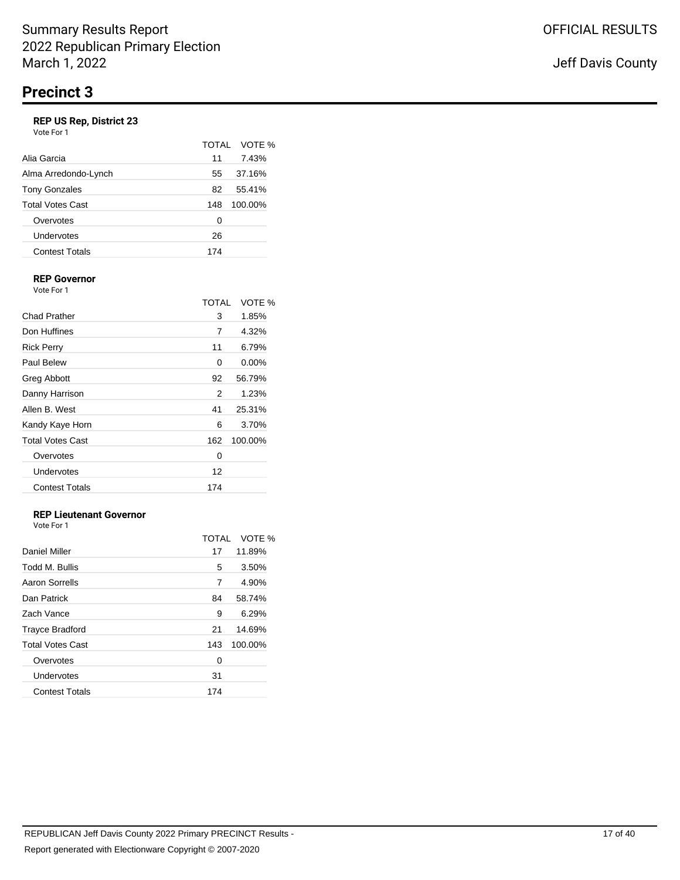Summary Results Report
2022 Republican Primary Election
March 1, 2022

OFFICIAL RESULTS

Jeff Davis County

# Precinct 3

### REP US Rep, District 23

Vote For 1

| | TOTAL | VOTE % |
|---|---|---|
| Alia Garcia | 11 | 7.43% |
| Alma Arredondo-Lynch | 55 | 37.16% |
| Tony Gonzales | 82 | 55.41% |
| Total Votes Cast | 148 | 100.00% |
| Overvotes | 0 | |
| Undervotes | 26 | |
| Contest Totals | 174 | |

### REP Governor

Vote For 1

| | TOTAL | VOTE % |
|---|---|---|
| Chad Prather | 3 | 1.85% |
| Don Huffines | 7 | 4.32% |
| Rick Perry | 11 | 6.79% |
| Paul Belew | 0 | 0.00% |
| Greg Abbott | 92 | 56.79% |
| Danny Harrison | 2 | 1.23% |
| Allen B. West | 41 | 25.31% |
| Kandy Kaye Horn | 6 | 3.70% |
| Total Votes Cast | 162 | 100.00% |
| Overvotes | 0 | |
| Undervotes | 12 | |
| Contest Totals | 174 | |

### REP Lieutenant Governor

Vote For 1

| | TOTAL | VOTE % |
|---|---|---|
| Daniel Miller | 17 | 11.89% |
| Todd M. Bullis | 5 | 3.50% |
| Aaron Sorrells | 7 | 4.90% |
| Dan Patrick | 84 | 58.74% |
| Zach Vance | 9 | 6.29% |
| Trayce Bradford | 21 | 14.69% |
| Total Votes Cast | 143 | 100.00% |
| Overvotes | 0 | |
| Undervotes | 31 | |
| Contest Totals | 174 | |

REPUBLICAN Jeff Davis County 2022 Primary PRECINCT Results -

Report generated with Electionware Copyright © 2007-2020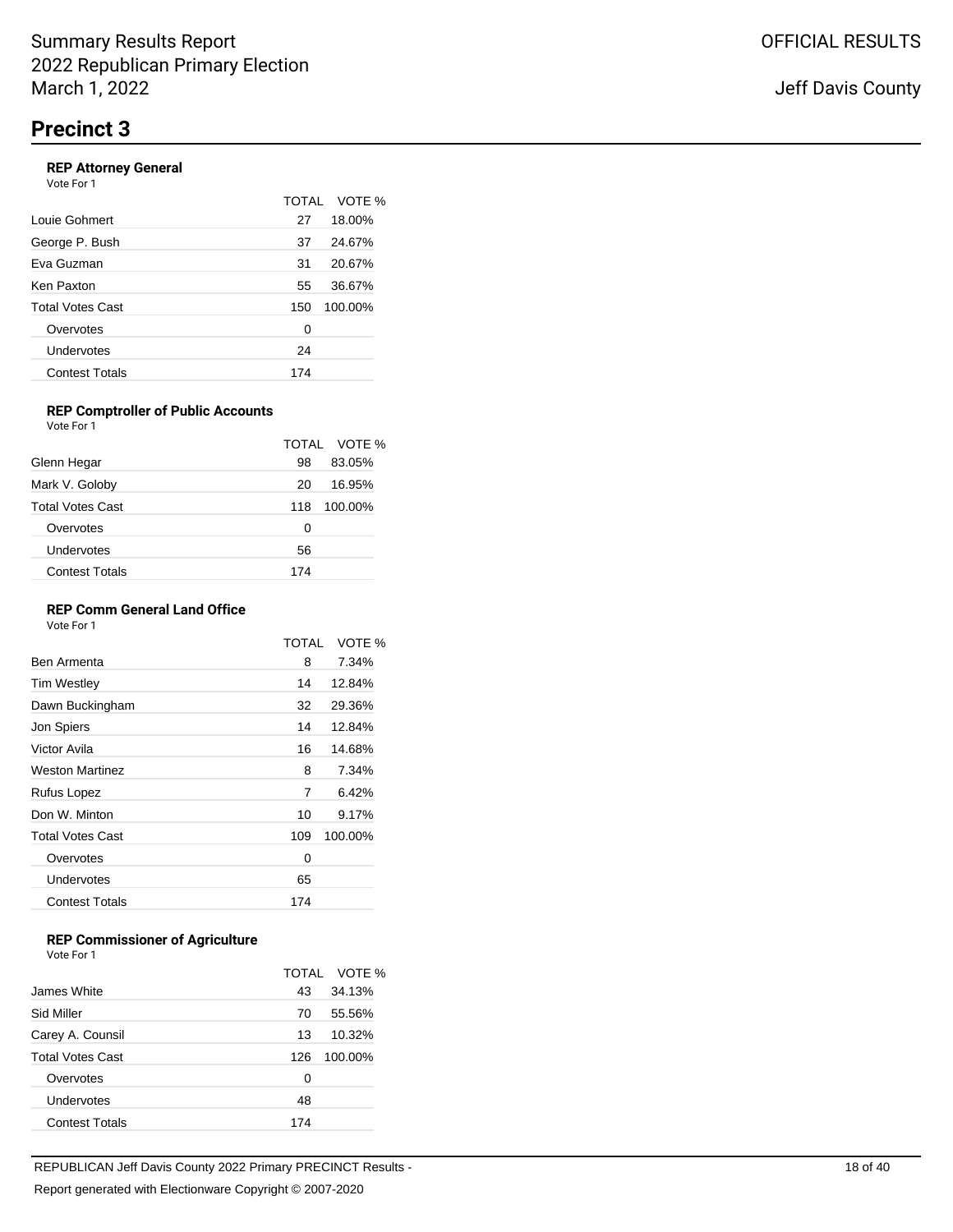Summary Results Report
2022 Republican Primary Election
March 1, 2022

OFFICIAL RESULTS

Jeff Davis County

# Precinct 3

### REP Attorney General

Vote For 1

| | TOTAL | VOTE % |
|---|---|---|
| Louie Gohmert | 27 | 18.00% |
| George P. Bush | 37 | 24.67% |
| Eva Guzman | 31 | 20.67% |
| Ken Paxton | 55 | 36.67% |
| Total Votes Cast | 150 | 100.00% |
| Overvotes | 0 | |
| Undervotes | 24 | |
| Contest Totals | 174 | |

### REP Comptroller of Public Accounts

Vote For 1

| | TOTAL | VOTE % |
|---|---|---|
| Glenn Hegar | 98 | 83.05% |
| Mark V. Goloby | 20 | 16.95% |
| Total Votes Cast | 118 | 100.00% |
| Overvotes | 0 | |
| Undervotes | 56 | |
| Contest Totals | 174 | |

### REP Comm General Land Office

Vote For 1

| | TOTAL | VOTE % |
|---|---|---|
| Ben Armenta | 8 | 7.34% |
| Tim Westley | 14 | 12.84% |
| Dawn Buckingham | 32 | 29.36% |
| Jon Spiers | 14 | 12.84% |
| Victor Avila | 16 | 14.68% |
| Weston Martinez | 8 | 7.34% |
| Rufus Lopez | 7 | 6.42% |
| Don W. Minton | 10 | 9.17% |
| Total Votes Cast | 109 | 100.00% |
| Overvotes | 0 | |
| Undervotes | 65 | |
| Contest Totals | 174 | |

### REP Commissioner of Agriculture

Vote For 1

| | TOTAL | VOTE % |
|---|---|---|
| James White | 43 | 34.13% |
| Sid Miller | 70 | 55.56% |
| Carey A. Counsil | 13 | 10.32% |
| Total Votes Cast | 126 | 100.00% |
| Overvotes | 0 | |
| Undervotes | 48 | |
| Contest Totals | 174 | |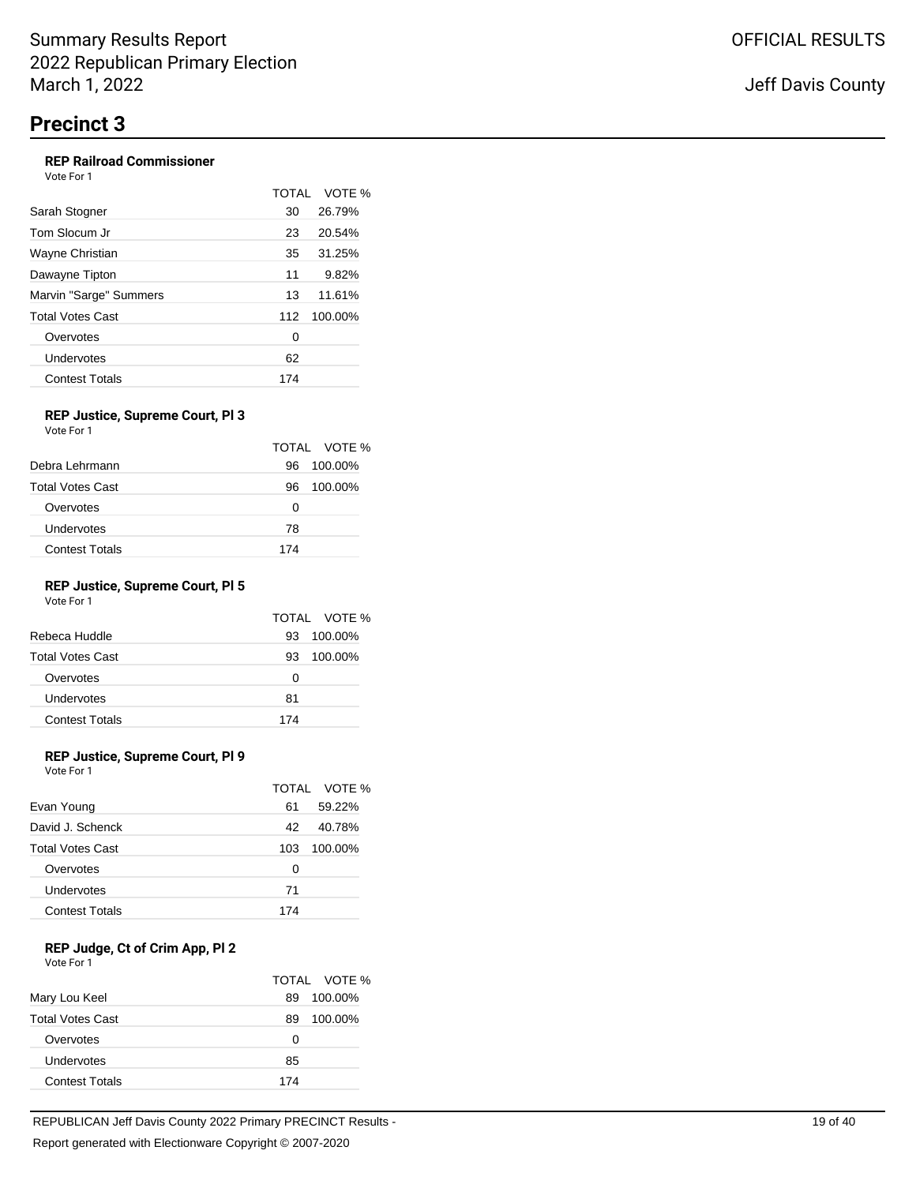# Precinct 3

### REP Railroad Commissioner

Vote For 1

| | TOTAL | VOTE % |
|---|---|---|
| Sarah Stogner | 30 | 26.79% |
| Tom Slocum Jr | 23 | 20.54% |
| Wayne Christian | 35 | 31.25% |
| Dawayne Tipton | 11 | 9.82% |
| Marvin "Sarge" Summers | 13 | 11.61% |
| Total Votes Cast | 112 | 100.00% |
| Overvotes | 0 | |
| Undervotes | 62 | |
| Contest Totals | 174 | |

### REP Justice, Supreme Court, Pl 3

Vote For 1

| | TOTAL | VOTE % |
|---|---|---|
| Debra Lehrmann | 96 | 100.00% |
| Total Votes Cast | 96 | 100.00% |
| Overvotes | 0 | |
| Undervotes | 78 | |
| Contest Totals | 174 | |

### REP Justice, Supreme Court, Pl 5

Vote For 1

| | TOTAL | VOTE % |
|---|---|---|
| Rebeca Huddle | 93 | 100.00% |
| Total Votes Cast | 93 | 100.00% |
| Overvotes | 0 | |
| Undervotes | 81 | |
| Contest Totals | 174 | |

### REP Justice, Supreme Court, Pl 9

Vote For 1

| | TOTAL | VOTE % |
|---|---|---|
| Evan Young | 61 | 59.22% |
| David J. Schenck | 42 | 40.78% |
| Total Votes Cast | 103 | 100.00% |
| Overvotes | 0 | |
| Undervotes | 71 | |
| Contest Totals | 174 | |

### REP Judge, Ct of Crim App, Pl 2

Vote For 1

| | TOTAL | VOTE % |
|---|---|---|
| Mary Lou Keel | 89 | 100.00% |
| Total Votes Cast | 89 | 100.00% |
| Overvotes | 0 | |
| Undervotes | 85 | |
| Contest Totals | 174 | |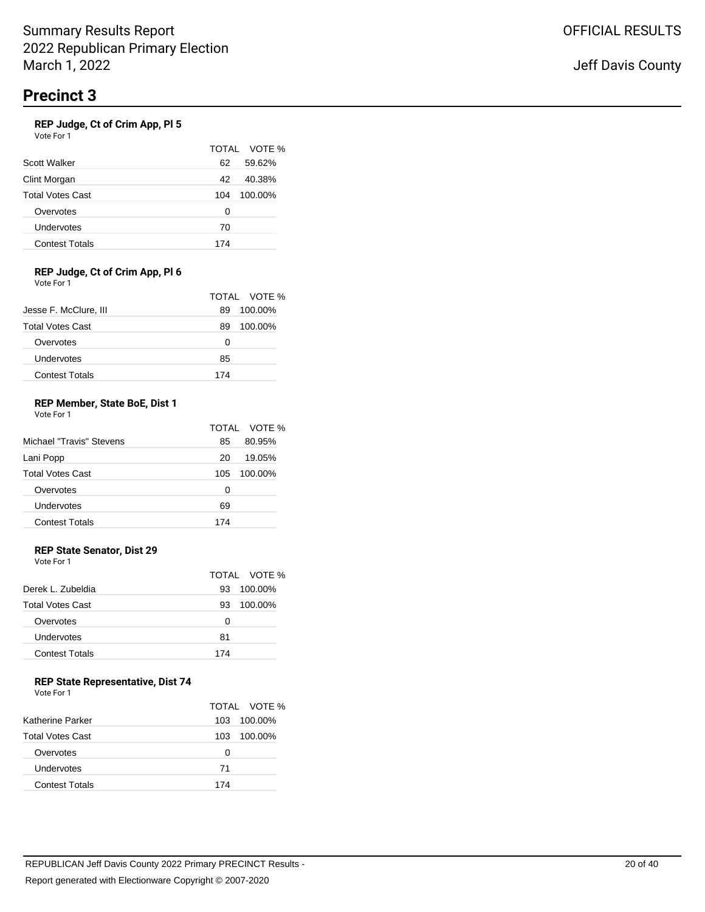# Precinct 3

### REP Judge, Ct of Crim App, Pl 5

Vote For 1

| | TOTAL | VOTE % |
|---|---|---|
| Scott Walker | 62 | 59.62% |
| Clint Morgan | 42 | 40.38% |
| Total Votes Cast | 104 | 100.00% |
| Overvotes | 0 | |
| Undervotes | 70 | |
| Contest Totals | 174 | |

### REP Judge, Ct of Crim App, Pl 6

Vote For 1

| | TOTAL | VOTE % |
|---|---|---|
| Jesse F. McClure, III | 89 | 100.00% |
| Total Votes Cast | 89 | 100.00% |
| Overvotes | 0 | |
| Undervotes | 85 | |
| Contest Totals | 174 | |

### REP Member, State BoE, Dist 1

Vote For 1

| | TOTAL | VOTE % |
|---|---|---|
| Michael "Travis" Stevens | 85 | 80.95% |
| Lani Popp | 20 | 19.05% |
| Total Votes Cast | 105 | 100.00% |
| Overvotes | 0 | |
| Undervotes | 69 | |
| Contest Totals | 174 | |

### REP State Senator, Dist 29

Vote For 1

| | TOTAL | VOTE % |
|---|---|---|
| Derek L. Zubeldia | 93 | 100.00% |
| Total Votes Cast | 93 | 100.00% |
| Overvotes | 0 | |
| Undervotes | 81 | |
| Contest Totals | 174 | |

### REP State Representative, Dist 74

Vote For 1

| | TOTAL | VOTE % |
|---|---|---|
| Katherine Parker | 103 | 100.00% |
| Total Votes Cast | 103 | 100.00% |
| Overvotes | 0 | |
| Undervotes | 71 | |
| Contest Totals | 174 | |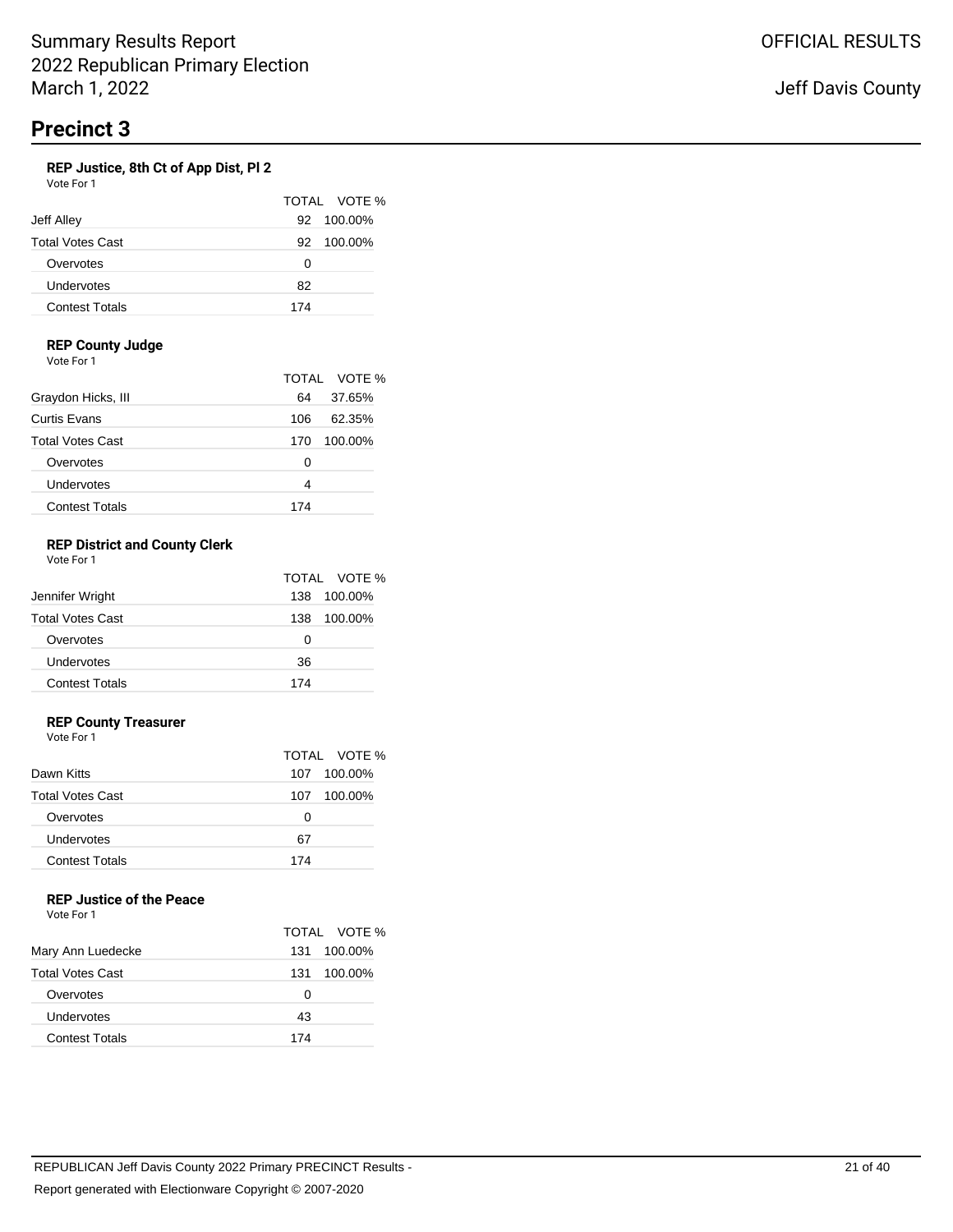Summary Results Report
2022 Republican Primary Election
March 1, 2022

OFFICIAL RESULTS

Jeff Davis County

# Precinct 3

### REP Justice, 8th Ct of App Dist, Pl 2

Vote For 1

| | TOTAL | VOTE % |
|---|---|---|
| Jeff Alley | 92 | 100.00% |
| Total Votes Cast | 92 | 100.00% |
| Overvotes | 0 | |
| Undervotes | 82 | |
| Contest Totals | 174 | |

### REP County Judge

Vote For 1

| | TOTAL | VOTE % |
|---|---|---|
| Graydon Hicks, III | 64 | 37.65% |
| Curtis Evans | 106 | 62.35% |
| Total Votes Cast | 170 | 100.00% |
| Overvotes | 0 | |
| Undervotes | 4 | |
| Contest Totals | 174 | |

### REP District and County Clerk

Vote For 1

| | TOTAL | VOTE % |
|---|---|---|
| Jennifer Wright | 138 | 100.00% |
| Total Votes Cast | 138 | 100.00% |
| Overvotes | 0 | |
| Undervotes | 36 | |
| Contest Totals | 174 | |

### REP County Treasurer

Vote For 1

| | TOTAL | VOTE % |
|---|---|---|
| Dawn Kitts | 107 | 100.00% |
| Total Votes Cast | 107 | 100.00% |
| Overvotes | 0 | |
| Undervotes | 67 | |
| Contest Totals | 174 | |

### REP Justice of the Peace

Vote For 1

| | TOTAL | VOTE % |
|---|---|---|
| Mary Ann Luedecke | 131 | 100.00% |
| Total Votes Cast | 131 | 100.00% |
| Overvotes | 0 | |
| Undervotes | 43 | |
| Contest Totals | 174 | |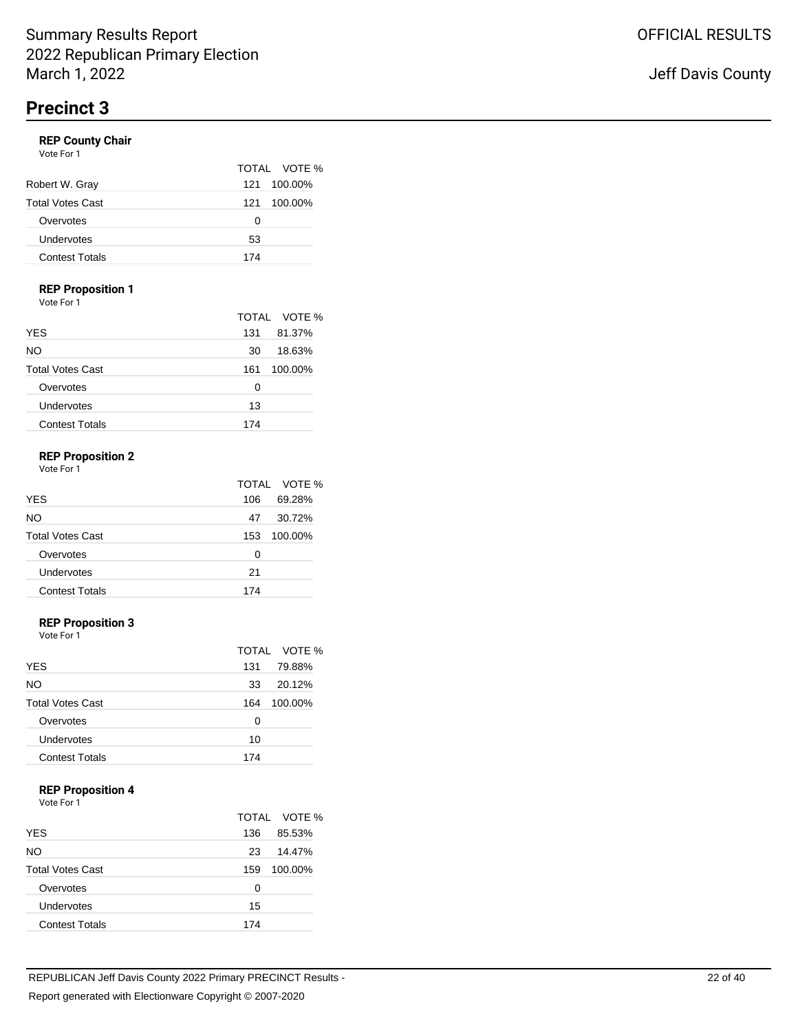Summary Results Report
2022 Republican Primary Election
March 1, 2022

OFFICIAL RESULTS

Jeff Davis County

# Precinct 3

### REP County Chair

Vote For 1

| | TOTAL | VOTE % |
|---|---|---|
| Robert W. Gray | 121 | 100.00% |
| Total Votes Cast | 121 | 100.00% |
| Overvotes | 0 | |
| Undervotes | 53 | |
| Contest Totals | 174 | |

### REP Proposition 1

Vote For 1

| | TOTAL | VOTE % |
|---|---|---|
| YES | 131 | 81.37% |
| NO | 30 | 18.63% |
| Total Votes Cast | 161 | 100.00% |
| Overvotes | 0 | |
| Undervotes | 13 | |
| Contest Totals | 174 | |

### REP Proposition 2

Vote For 1

| | TOTAL | VOTE % |
|---|---|---|
| YES | 106 | 69.28% |
| NO | 47 | 30.72% |
| Total Votes Cast | 153 | 100.00% |
| Overvotes | 0 | |
| Undervotes | 21 | |
| Contest Totals | 174 | |

### REP Proposition 3

Vote For 1

| | TOTAL | VOTE % |
|---|---|---|
| YES | 131 | 79.88% |
| NO | 33 | 20.12% |
| Total Votes Cast | 164 | 100.00% |
| Overvotes | 0 | |
| Undervotes | 10 | |
| Contest Totals | 174 | |

### REP Proposition 4

Vote For 1

| | TOTAL | VOTE % |
|---|---|---|
| YES | 136 | 85.53% |
| NO | 23 | 14.47% |
| Total Votes Cast | 159 | 100.00% |
| Overvotes | 0 | |
| Undervotes | 15 | |
| Contest Totals | 174 | |

REPUBLICAN Jeff Davis County 2022 Primary PRECINCT Results -

Report generated with Electionware Copyright © 2007-2020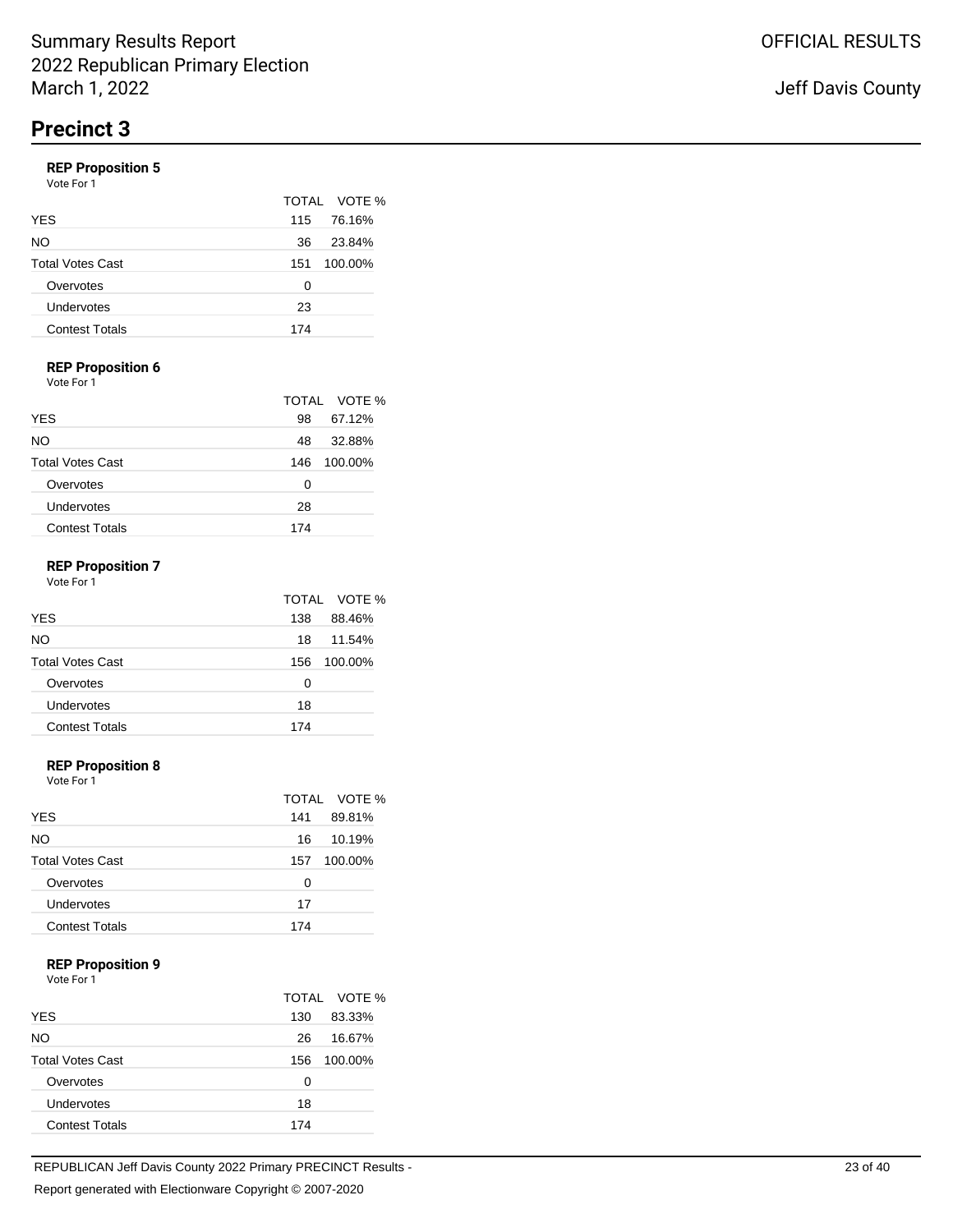Summary Results Report
2022 Republican Primary Election
March 1, 2022

OFFICIAL RESULTS

Jeff Davis County

# Precinct 3

### REP Proposition 5

Vote For 1

| | TOTAL | VOTE % |
|---|---|---|
| YES | 115 | 76.16% |
| NO | 36 | 23.84% |
| Total Votes Cast | 151 | 100.00% |
| Overvotes | 0 | |
| Undervotes | 23 | |
| Contest Totals | 174 | |

### REP Proposition 6

Vote For 1

| | TOTAL | VOTE % |
|---|---|---|
| YES | 98 | 67.12% |
| NO | 48 | 32.88% |
| Total Votes Cast | 146 | 100.00% |
| Overvotes | 0 | |
| Undervotes | 28 | |
| Contest Totals | 174 | |

### REP Proposition 7

Vote For 1

| | TOTAL | VOTE % |
|---|---|---|
| YES | 138 | 88.46% |
| NO | 18 | 11.54% |
| Total Votes Cast | 156 | 100.00% |
| Overvotes | 0 | |
| Undervotes | 18 | |
| Contest Totals | 174 | |

### REP Proposition 8

Vote For 1

| | TOTAL | VOTE % |
|---|---|---|
| YES | 141 | 89.81% |
| NO | 16 | 10.19% |
| Total Votes Cast | 157 | 100.00% |
| Overvotes | 0 | |
| Undervotes | 17 | |
| Contest Totals | 174 | |

### REP Proposition 9

Vote For 1

| | TOTAL | VOTE % |
|---|---|---|
| YES | 130 | 83.33% |
| NO | 26 | 16.67% |
| Total Votes Cast | 156 | 100.00% |
| Overvotes | 0 | |
| Undervotes | 18 | |
| Contest Totals | 174 | |

REPUBLICAN Jeff Davis County 2022 Primary PRECINCT Results -

Report generated with Electionware Copyright © 2007-2020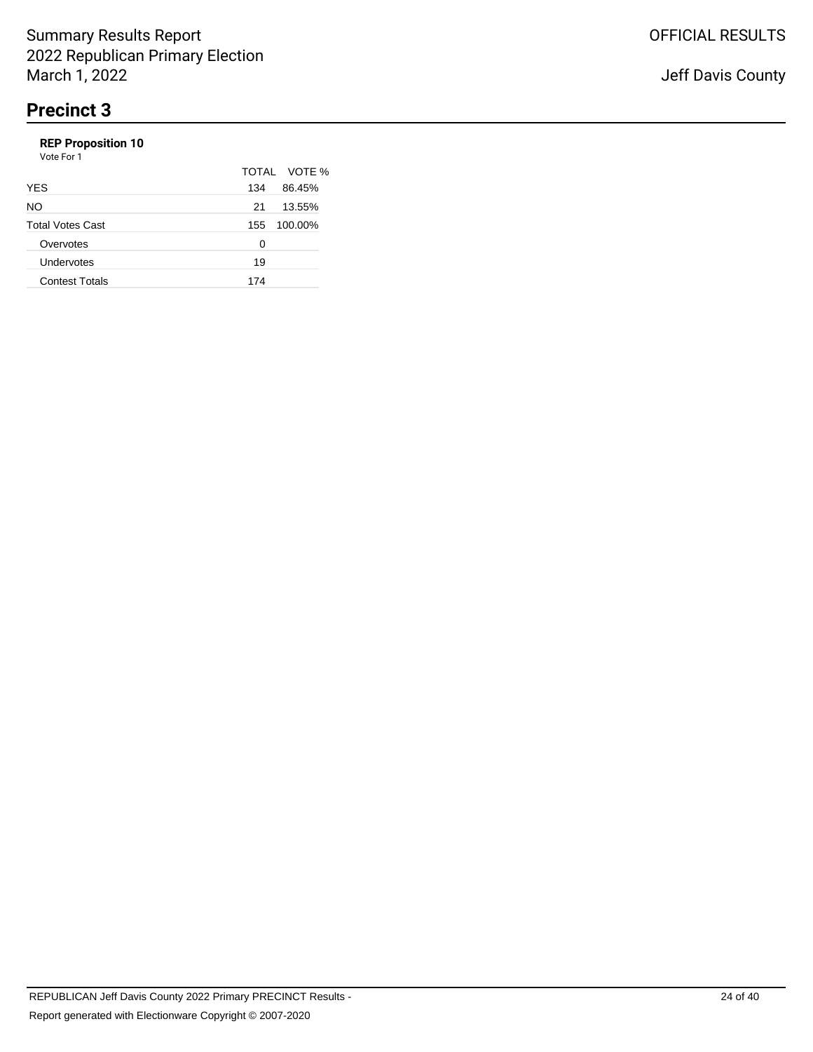Summary Results Report
2022 Republican Primary Election
March 1, 2022

OFFICIAL RESULTS

Jeff Davis County

# Precinct 3

**REP Proposition 10**
Vote For 1

| | TOTAL | VOTE % |
|---|---|---|
| YES | 134 | 86.45% |
| NO | 21 | 13.55% |
| Total Votes Cast | 155 | 100.00% |
| Overvotes | 0 | |
| Undervotes | 19 | |
| Contest Totals | 174 | |

REPUBLICAN Jeff Davis County 2022 Primary PRECINCT Results -

Report generated with Electionware Copyright © 2007-2020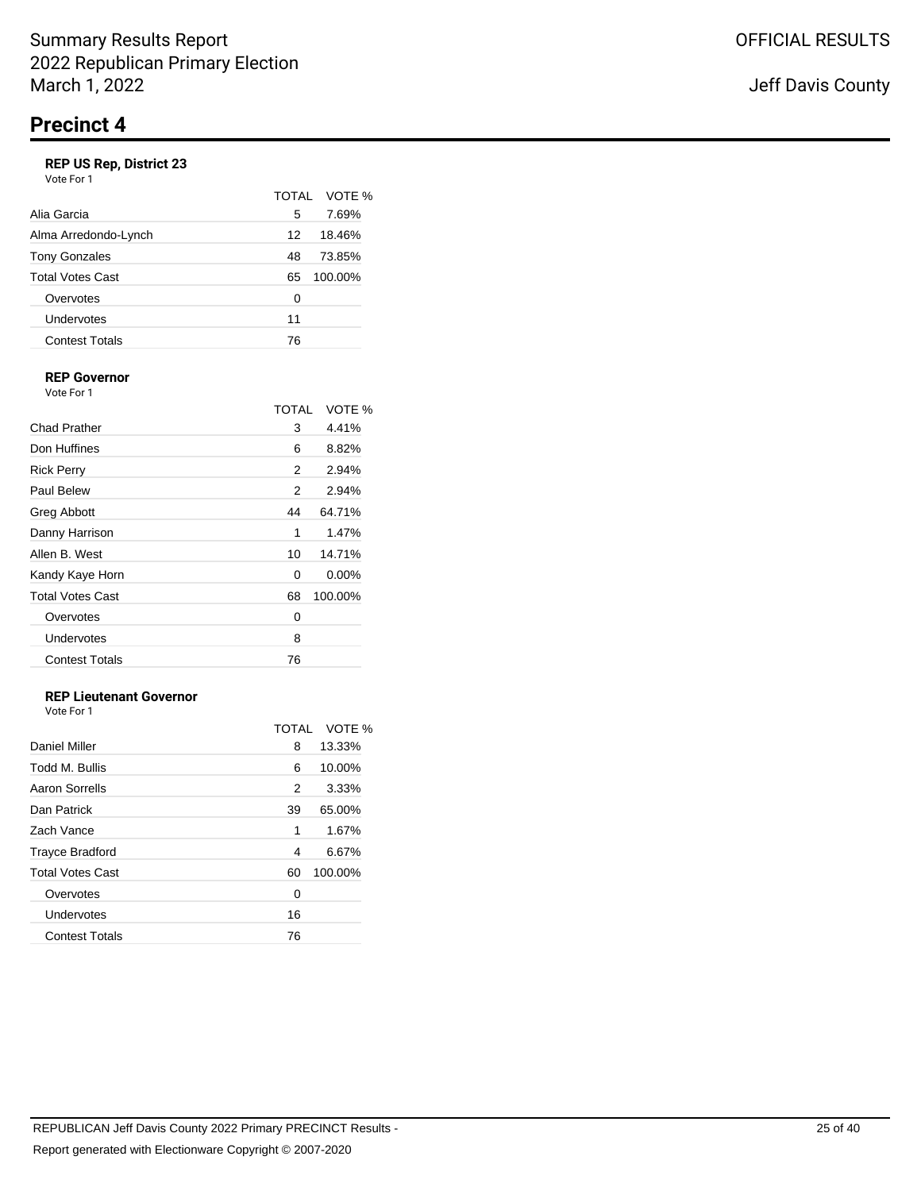Summary Results Report
2022 Republican Primary Election
March 1, 2022

OFFICIAL RESULTS

Jeff Davis County

# Precinct 4

### REP US Rep, District 23

Vote For 1

| | TOTAL | VOTE % |
|---|---|---|
| Alia Garcia | 5 | 7.69% |
| Alma Arredondo-Lynch | 12 | 18.46% |
| Tony Gonzales | 48 | 73.85% |
| Total Votes Cast | 65 | 100.00% |
| Overvotes | 0 | |
| Undervotes | 11 | |
| Contest Totals | 76 | |

### REP Governor

Vote For 1

| | TOTAL | VOTE % |
|---|---|---|
| Chad Prather | 3 | 4.41% |
| Don Huffines | 6 | 8.82% |
| Rick Perry | 2 | 2.94% |
| Paul Belew | 2 | 2.94% |
| Greg Abbott | 44 | 64.71% |
| Danny Harrison | 1 | 1.47% |
| Allen B. West | 10 | 14.71% |
| Kandy Kaye Horn | 0 | 0.00% |
| Total Votes Cast | 68 | 100.00% |
| Overvotes | 0 | |
| Undervotes | 8 | |
| Contest Totals | 76 | |

### REP Lieutenant Governor

Vote For 1

| | TOTAL | VOTE % |
|---|---|---|
| Daniel Miller | 8 | 13.33% |
| Todd M. Bullis | 6 | 10.00% |
| Aaron Sorrells | 2 | 3.33% |
| Dan Patrick | 39 | 65.00% |
| Zach Vance | 1 | 1.67% |
| Trayce Bradford | 4 | 6.67% |
| Total Votes Cast | 60 | 100.00% |
| Overvotes | 0 | |
| Undervotes | 16 | |
| Contest Totals | 76 | |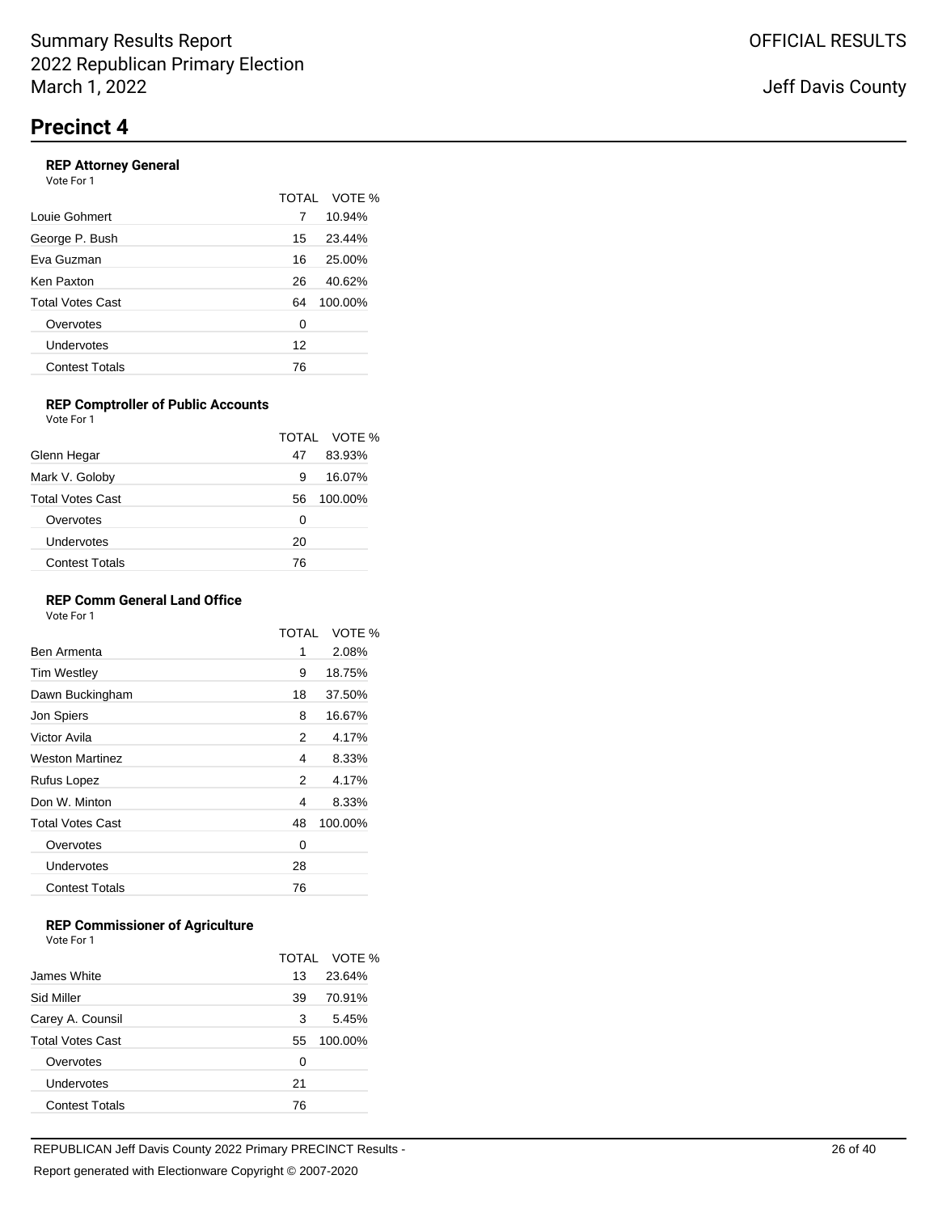# Precinct 4

### REP Attorney General

Vote For 1

| | TOTAL | VOTE % |
|---|---|---|
| Louie Gohmert | 7 | 10.94% |
| George P. Bush | 15 | 23.44% |
| Eva Guzman | 16 | 25.00% |
| Ken Paxton | 26 | 40.62% |
| Total Votes Cast | 64 | 100.00% |
| Overvotes | 0 | |
| Undervotes | 12 | |
| Contest Totals | 76 | |

### REP Comptroller of Public Accounts

Vote For 1

| | TOTAL | VOTE % |
|---|---|---|
| Glenn Hegar | 47 | 83.93% |
| Mark V. Goloby | 9 | 16.07% |
| Total Votes Cast | 56 | 100.00% |
| Overvotes | 0 | |
| Undervotes | 20 | |
| Contest Totals | 76 | |

### REP Comm General Land Office

Vote For 1

| | TOTAL | VOTE % |
|---|---|---|
| Ben Armenta | 1 | 2.08% |
| Tim Westley | 9 | 18.75% |
| Dawn Buckingham | 18 | 37.50% |
| Jon Spiers | 8 | 16.67% |
| Victor Avila | 2 | 4.17% |
| Weston Martinez | 4 | 8.33% |
| Rufus Lopez | 2 | 4.17% |
| Don W. Minton | 4 | 8.33% |
| Total Votes Cast | 48 | 100.00% |
| Overvotes | 0 | |
| Undervotes | 28 | |
| Contest Totals | 76 | |

### REP Commissioner of Agriculture

Vote For 1

| | TOTAL | VOTE % |
|---|---|---|
| James White | 13 | 23.64% |
| Sid Miller | 39 | 70.91% |
| Carey A. Counsil | 3 | 5.45% |
| Total Votes Cast | 55 | 100.00% |
| Overvotes | 0 | |
| Undervotes | 21 | |
| Contest Totals | 76 | |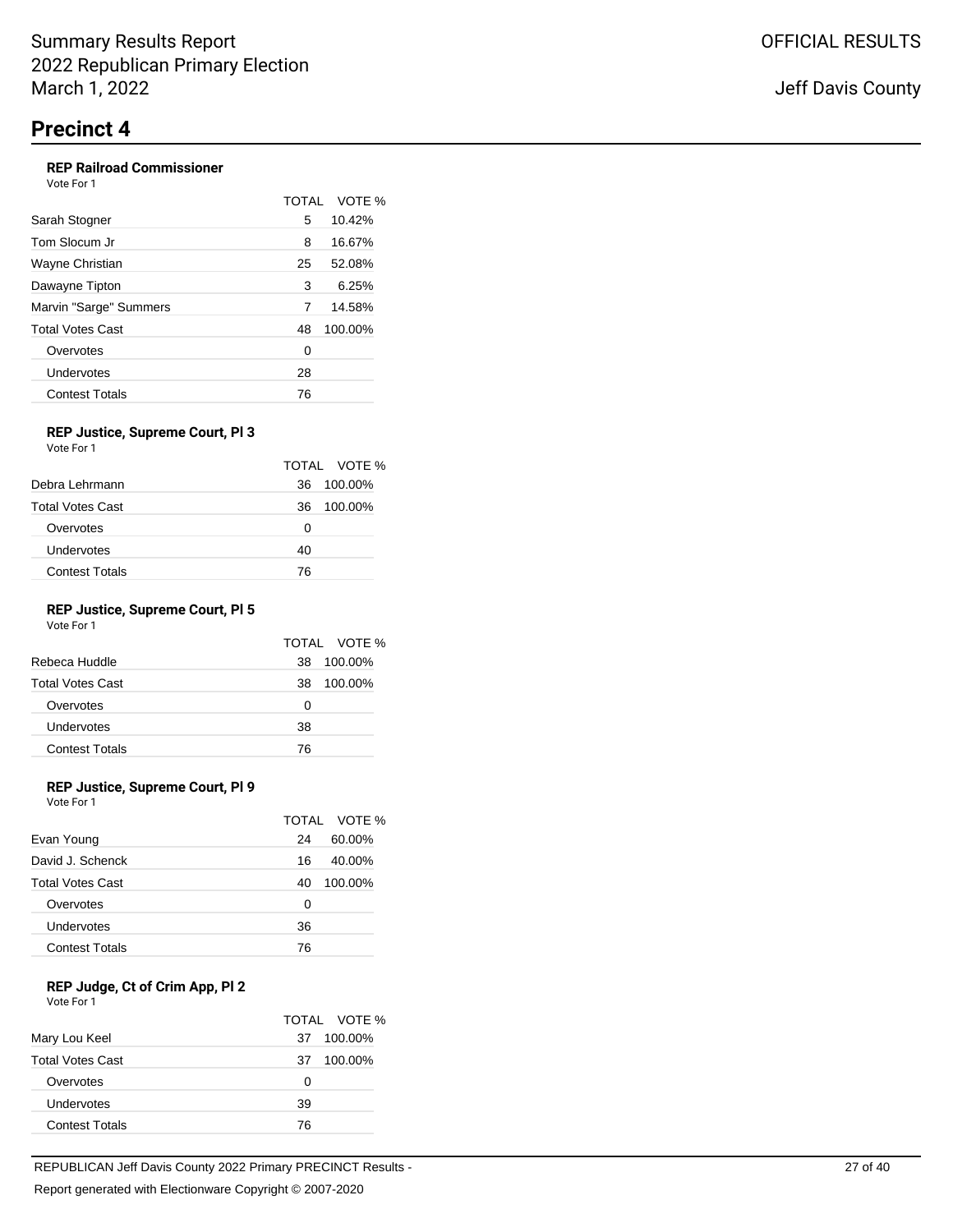Summary Results Report
2022 Republican Primary Election
March 1, 2022

OFFICIAL RESULTS

Jeff Davis County

# Precinct 4

### REP Railroad Commissioner

Vote For 1

| | TOTAL | VOTE % |
|---|---|---|
| Sarah Stogner | 5 | 10.42% |
| Tom Slocum Jr | 8 | 16.67% |
| Wayne Christian | 25 | 52.08% |
| Dawayne Tipton | 3 | 6.25% |
| Marvin "Sarge" Summers | 7 | 14.58% |
| Total Votes Cast | 48 | 100.00% |
| Overvotes | 0 | |
| Undervotes | 28 | |
| Contest Totals | 76 | |

### REP Justice, Supreme Court, Pl 3

Vote For 1

| | TOTAL | VOTE % |
|---|---|---|
| Debra Lehrmann | 36 | 100.00% |
| Total Votes Cast | 36 | 100.00% |
| Overvotes | 0 | |
| Undervotes | 40 | |
| Contest Totals | 76 | |

### REP Justice, Supreme Court, Pl 5

Vote For 1

| | TOTAL | VOTE % |
|---|---|---|
| Rebeca Huddle | 38 | 100.00% |
| Total Votes Cast | 38 | 100.00% |
| Overvotes | 0 | |
| Undervotes | 38 | |
| Contest Totals | 76 | |

### REP Justice, Supreme Court, Pl 9

Vote For 1

| | TOTAL | VOTE % |
|---|---|---|
| Evan Young | 24 | 60.00% |
| David J. Schenck | 16 | 40.00% |
| Total Votes Cast | 40 | 100.00% |
| Overvotes | 0 | |
| Undervotes | 36 | |
| Contest Totals | 76 | |

### REP Judge, Ct of Crim App, Pl 2

Vote For 1

| | TOTAL | VOTE % |
|---|---|---|
| Mary Lou Keel | 37 | 100.00% |
| Total Votes Cast | 37 | 100.00% |
| Overvotes | 0 | |
| Undervotes | 39 | |
| Contest Totals | 76 | |

REPUBLICAN Jeff Davis County 2022 Primary PRECINCT Results -

Report generated with Electionware Copyright © 2007-2020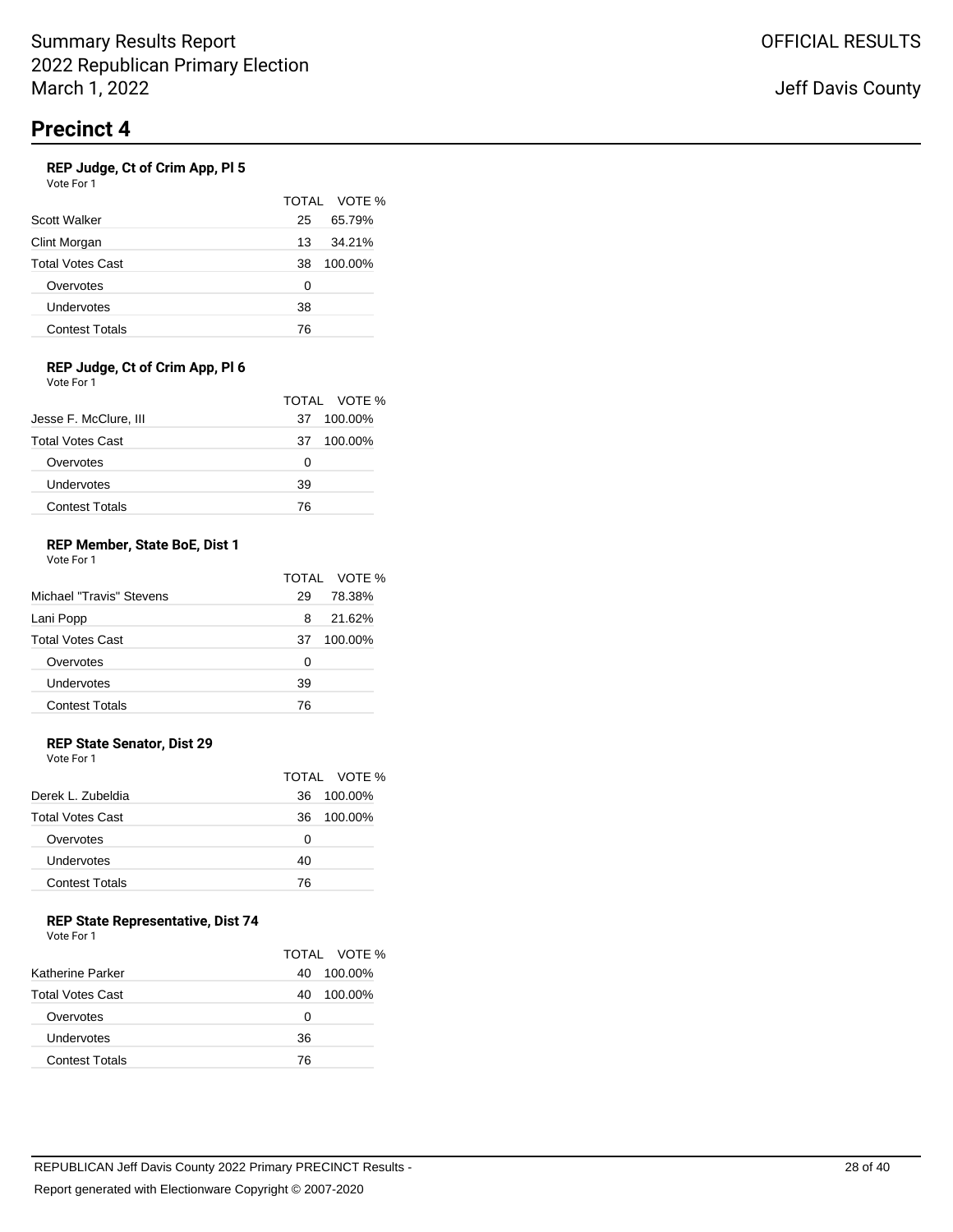# Precinct 4

### REP Judge, Ct of Crim App, Pl 5

Vote For 1

| | TOTAL | VOTE % |
|---|---|---|
| Scott Walker | 25 | 65.79% |
| Clint Morgan | 13 | 34.21% |
| Total Votes Cast | 38 | 100.00% |
| Overvotes | 0 | |
| Undervotes | 38 | |
| Contest Totals | 76 | |

### REP Judge, Ct of Crim App, Pl 6

Vote For 1

| | TOTAL | VOTE % |
|---|---|---|
| Jesse F. McClure, III | 37 | 100.00% |
| Total Votes Cast | 37 | 100.00% |
| Overvotes | 0 | |
| Undervotes | 39 | |
| Contest Totals | 76 | |

### REP Member, State BoE, Dist 1

Vote For 1

| | TOTAL | VOTE % |
|---|---|---|
| Michael "Travis" Stevens | 29 | 78.38% |
| Lani Popp | 8 | 21.62% |
| Total Votes Cast | 37 | 100.00% |
| Overvotes | 0 | |
| Undervotes | 39 | |
| Contest Totals | 76 | |

### REP State Senator, Dist 29

Vote For 1

| | TOTAL | VOTE % |
|---|---|---|
| Derek L. Zubeldia | 36 | 100.00% |
| Total Votes Cast | 36 | 100.00% |
| Overvotes | 0 | |
| Undervotes | 40 | |
| Contest Totals | 76 | |

### REP State Representative, Dist 74

Vote For 1

| | TOTAL | VOTE % |
|---|---|---|
| Katherine Parker | 40 | 100.00% |
| Total Votes Cast | 40 | 100.00% |
| Overvotes | 0 | |
| Undervotes | 36 | |
| Contest Totals | 76 | |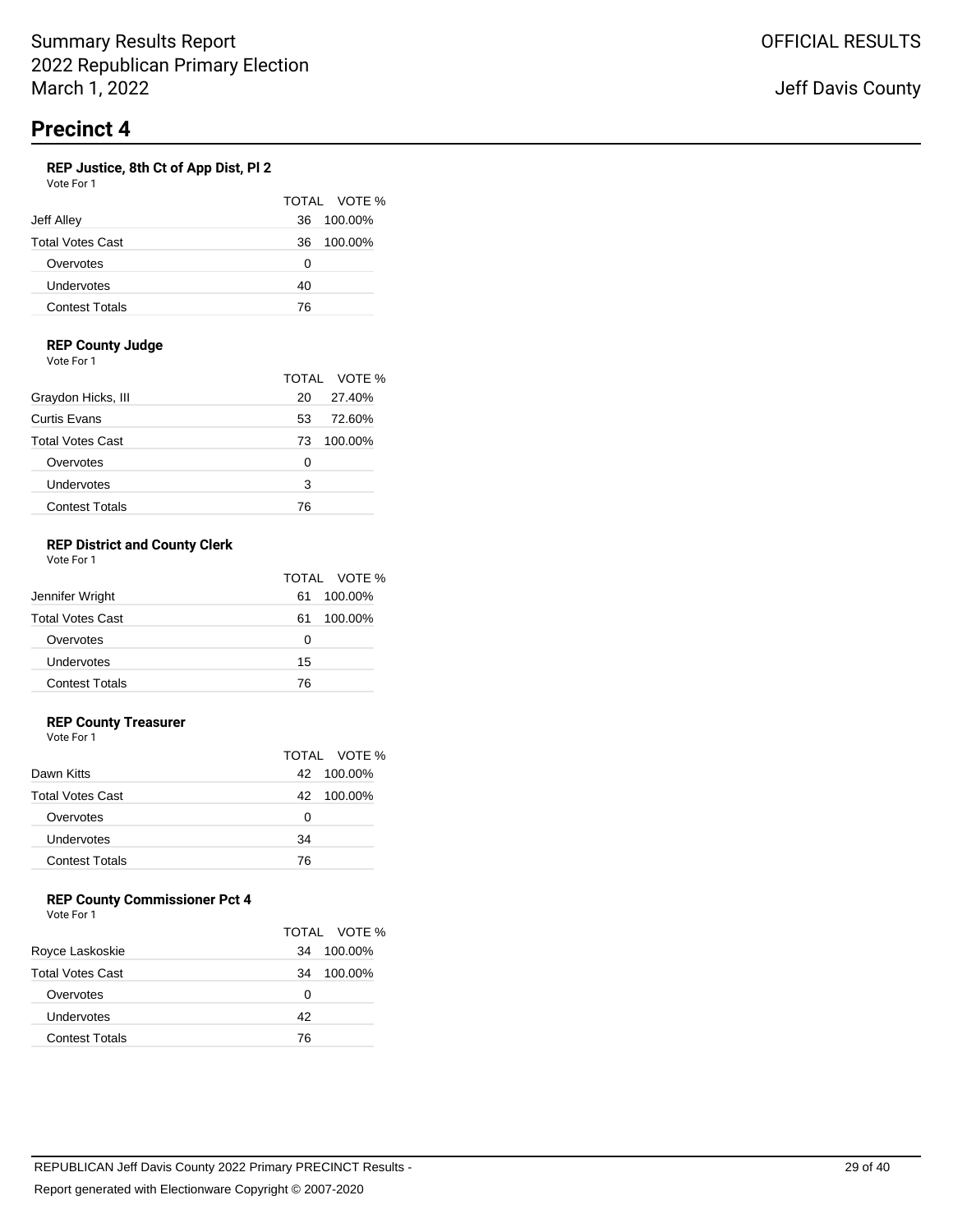Summary Results Report
2022 Republican Primary Election
March 1, 2022

OFFICIAL RESULTS

Jeff Davis County

# Precinct 4

### REP Justice, 8th Ct of App Dist, Pl 2

Vote For 1

| | TOTAL | VOTE % |
|---|---|---|
| Jeff Alley | 36 | 100.00% |
| Total Votes Cast | 36 | 100.00% |
| Overvotes | 0 | |
| Undervotes | 40 | |
| Contest Totals | 76 | |

### REP County Judge

Vote For 1

| | TOTAL | VOTE % |
|---|---|---|
| Graydon Hicks, III | 20 | 27.40% |
| Curtis Evans | 53 | 72.60% |
| Total Votes Cast | 73 | 100.00% |
| Overvotes | 0 | |
| Undervotes | 3 | |
| Contest Totals | 76 | |

### REP District and County Clerk

Vote For 1

| | TOTAL | VOTE % |
|---|---|---|
| Jennifer Wright | 61 | 100.00% |
| Total Votes Cast | 61 | 100.00% |
| Overvotes | 0 | |
| Undervotes | 15 | |
| Contest Totals | 76 | |

### REP County Treasurer

Vote For 1

| | TOTAL | VOTE % |
|---|---|---|
| Dawn Kitts | 42 | 100.00% |
| Total Votes Cast | 42 | 100.00% |
| Overvotes | 0 | |
| Undervotes | 34 | |
| Contest Totals | 76 | |

### REP County Commissioner Pct 4

Vote For 1

| | TOTAL | VOTE % |
|---|---|---|
| Royce Laskoskie | 34 | 100.00% |
| Total Votes Cast | 34 | 100.00% |
| Overvotes | 0 | |
| Undervotes | 42 | |
| Contest Totals | 76 | |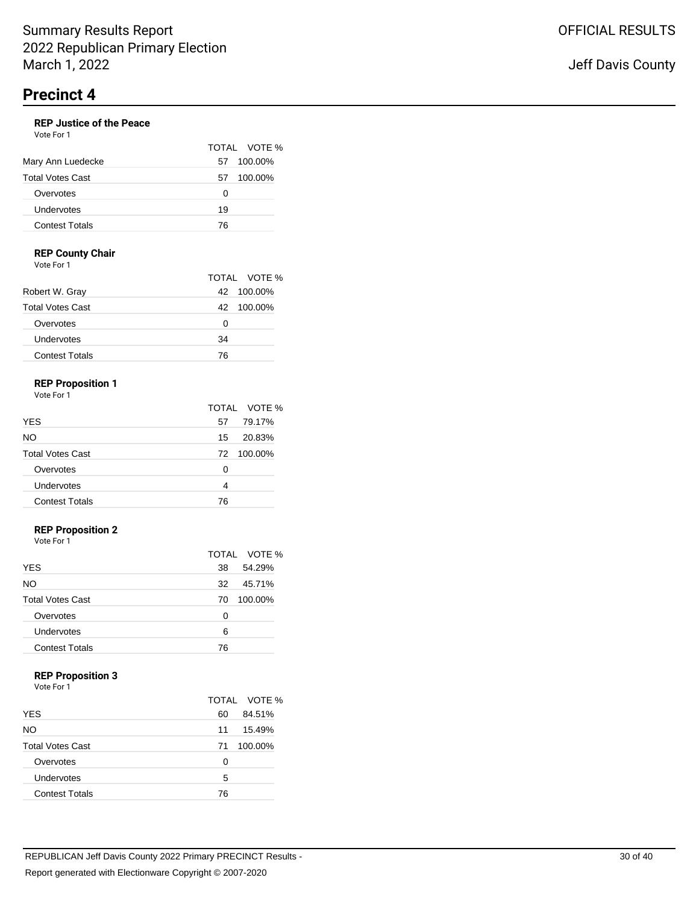Summary Results Report
2022 Republican Primary Election
March 1, 2022

OFFICIAL RESULTS

Jeff Davis County

# Precinct 4

### REP Justice of the Peace

Vote For 1

| | TOTAL | VOTE % |
|---|---|---|
| Mary Ann Luedecke | 57 | 100.00% |
| Total Votes Cast | 57 | 100.00% |
| Overvotes | 0 | |
| Undervotes | 19 | |
| Contest Totals | 76 | |

### REP County Chair

Vote For 1

| | TOTAL | VOTE % |
|---|---|---|
| Robert W. Gray | 42 | 100.00% |
| Total Votes Cast | 42 | 100.00% |
| Overvotes | 0 | |
| Undervotes | 34 | |
| Contest Totals | 76 | |

### REP Proposition 1

Vote For 1

| | TOTAL | VOTE % |
|---|---|---|
| YES | 57 | 79.17% |
| NO | 15 | 20.83% |
| Total Votes Cast | 72 | 100.00% |
| Overvotes | 0 | |
| Undervotes | 4 | |
| Contest Totals | 76 | |

### REP Proposition 2

Vote For 1

| | TOTAL | VOTE % |
|---|---|---|
| YES | 38 | 54.29% |
| NO | 32 | 45.71% |
| Total Votes Cast | 70 | 100.00% |
| Overvotes | 0 | |
| Undervotes | 6 | |
| Contest Totals | 76 | |

### REP Proposition 3

Vote For 1

| | TOTAL | VOTE % |
|---|---|---|
| YES | 60 | 84.51% |
| NO | 11 | 15.49% |
| Total Votes Cast | 71 | 100.00% |
| Overvotes | 0 | |
| Undervotes | 5 | |
| Contest Totals | 76 | |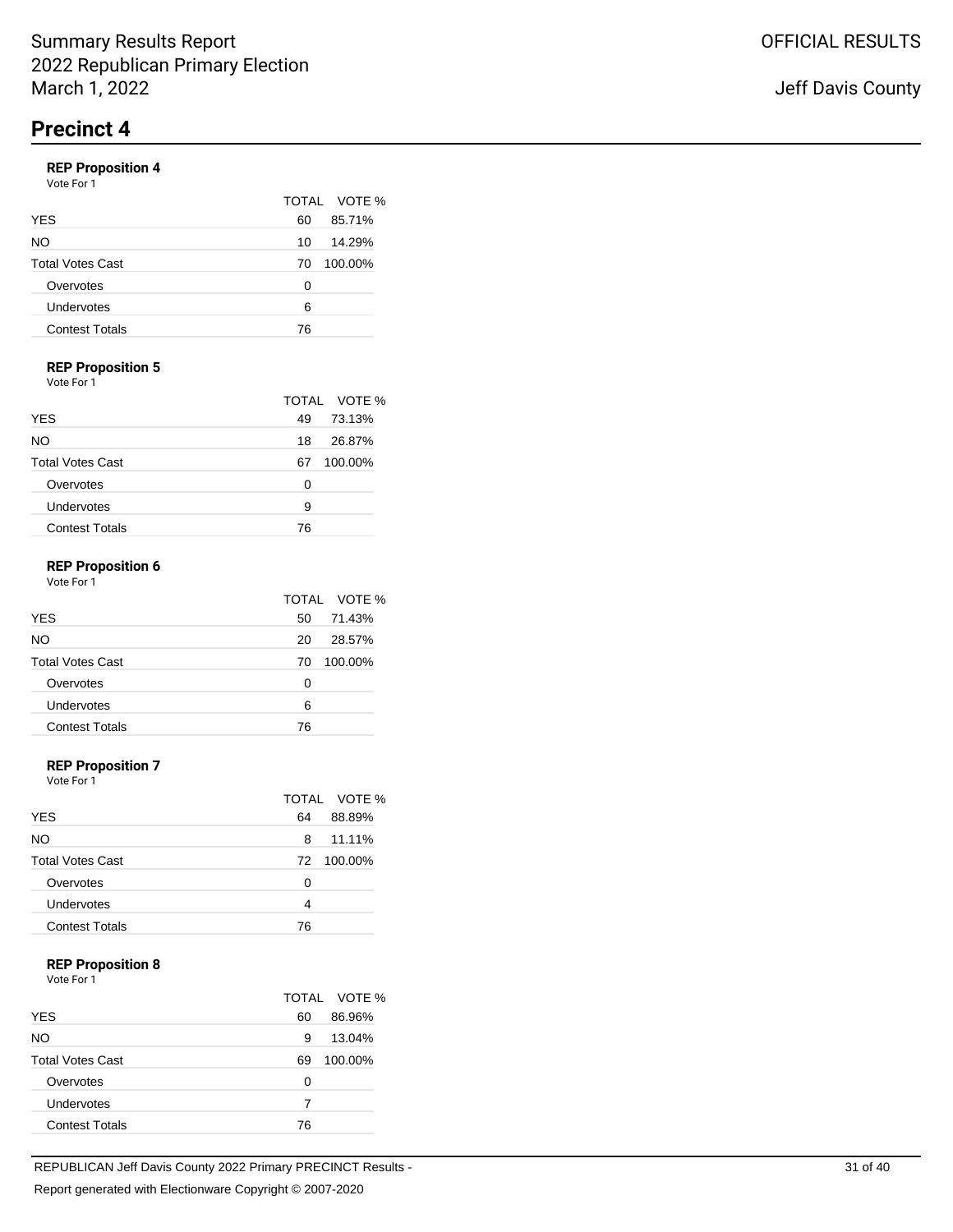# Precinct 4

### REP Proposition 4

Vote For 1

| | TOTAL | VOTE % |
|---|---|---|
| YES | 60 | 85.71% |
| NO | 10 | 14.29% |
| Total Votes Cast | 70 | 100.00% |
| Overvotes | 0 | |
| Undervotes | 6 | |
| Contest Totals | 76 | |

### REP Proposition 5

Vote For 1

| | TOTAL | VOTE % |
|---|---|---|
| YES | 49 | 73.13% |
| NO | 18 | 26.87% |
| Total Votes Cast | 67 | 100.00% |
| Overvotes | 0 | |
| Undervotes | 9 | |
| Contest Totals | 76 | |

### REP Proposition 6

Vote For 1

| | TOTAL | VOTE % |
|---|---|---|
| YES | 50 | 71.43% |
| NO | 20 | 28.57% |
| Total Votes Cast | 70 | 100.00% |
| Overvotes | 0 | |
| Undervotes | 6 | |
| Contest Totals | 76 | |

### REP Proposition 7

Vote For 1

| | TOTAL | VOTE % |
|---|---|---|
| YES | 64 | 88.89% |
| NO | 8 | 11.11% |
| Total Votes Cast | 72 | 100.00% |
| Overvotes | 0 | |
| Undervotes | 4 | |
| Contest Totals | 76 | |

### REP Proposition 8

Vote For 1

| | TOTAL | VOTE % |
|---|---|---|
| YES | 60 | 86.96% |
| NO | 9 | 13.04% |
| Total Votes Cast | 69 | 100.00% |
| Overvotes | 0 | |
| Undervotes | 7 | |
| Contest Totals | 76 | |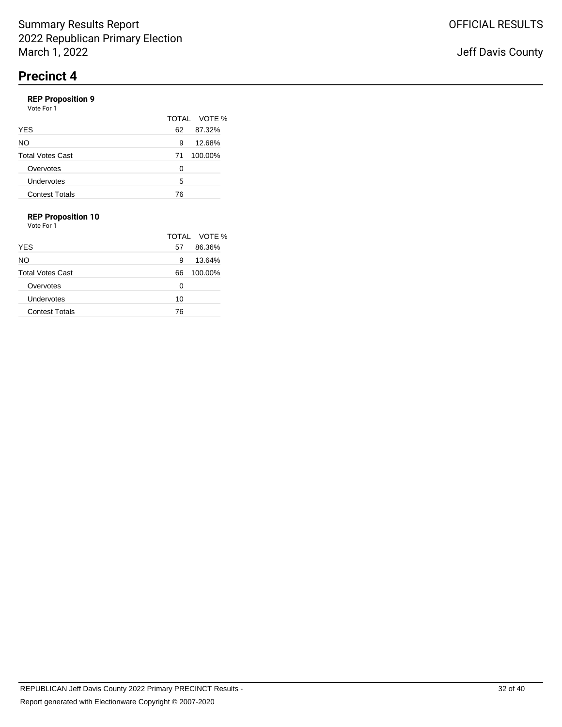## Precinct 4

### REP Proposition 9

Vote For 1

| | TOTAL | VOTE % |
|---|---|---|
| YES | 62 | 87.32% |
| NO | 9 | 12.68% |
| Total Votes Cast | 71 | 100.00% |
| Overvotes | 0 | |
| Undervotes | 5 | |
| Contest Totals | 76 | |

### REP Proposition 10

Vote For 1

| | TOTAL | VOTE % |
|---|---|---|
| YES | 57 | 86.36% |
| NO | 9 | 13.64% |
| Total Votes Cast | 66 | 100.00% |
| Overvotes | 0 | |
| Undervotes | 10 | |
| Contest Totals | 76 | |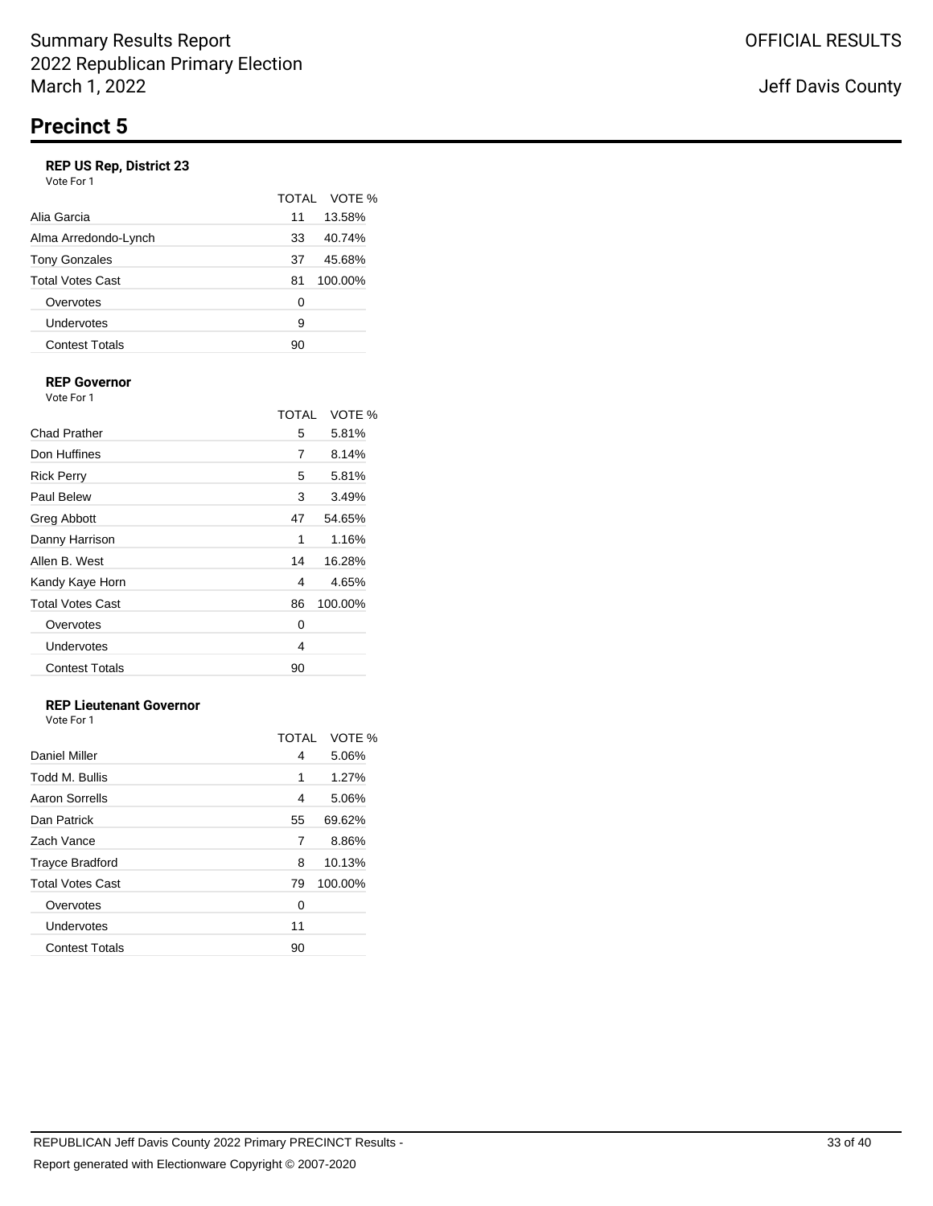Summary Results Report
2022 Republican Primary Election
March 1, 2022

OFFICIAL RESULTS

Jeff Davis County

# Precinct 5

### REP US Rep, District 23

Vote For 1

| | TOTAL | VOTE % |
|---|---|---|
| Alia Garcia | 11 | 13.58% |
| Alma Arredondo-Lynch | 33 | 40.74% |
| Tony Gonzales | 37 | 45.68% |
| Total Votes Cast | 81 | 100.00% |
| Overvotes | 0 | |
| Undervotes | 9 | |
| Contest Totals | 90 | |

### REP Governor

Vote For 1

| | TOTAL | VOTE % |
|---|---|---|
| Chad Prather | 5 | 5.81% |
| Don Huffines | 7 | 8.14% |
| Rick Perry | 5 | 5.81% |
| Paul Belew | 3 | 3.49% |
| Greg Abbott | 47 | 54.65% |
| Danny Harrison | 1 | 1.16% |
| Allen B. West | 14 | 16.28% |
| Kandy Kaye Horn | 4 | 4.65% |
| Total Votes Cast | 86 | 100.00% |
| Overvotes | 0 | |
| Undervotes | 4 | |
| Contest Totals | 90 | |

### REP Lieutenant Governor

Vote For 1

| | TOTAL | VOTE % |
|---|---|---|
| Daniel Miller | 4 | 5.06% |
| Todd M. Bullis | 1 | 1.27% |
| Aaron Sorrells | 4 | 5.06% |
| Dan Patrick | 55 | 69.62% |
| Zach Vance | 7 | 8.86% |
| Trayce Bradford | 8 | 10.13% |
| Total Votes Cast | 79 | 100.00% |
| Overvotes | 0 | |
| Undervotes | 11 | |
| Contest Totals | 90 | |

REPUBLICAN Jeff Davis County 2022 Primary PRECINCT Results -

Report generated with Electionware Copyright © 2007-2020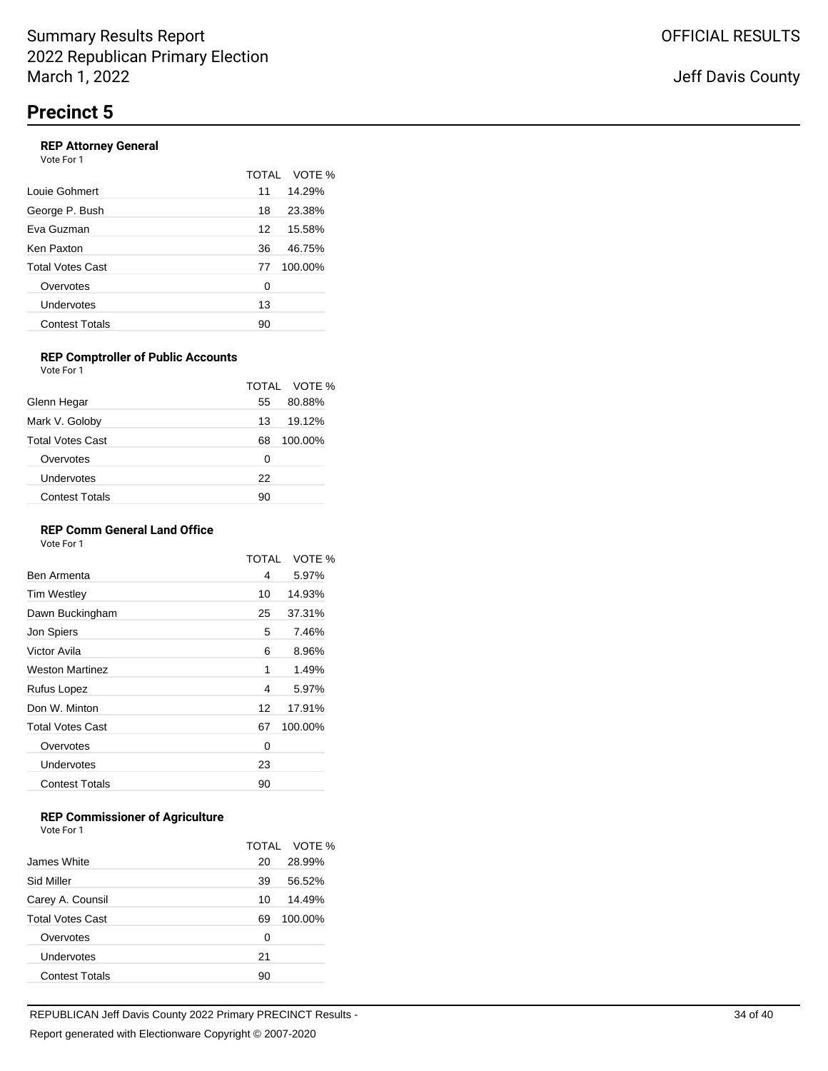Summary Results Report
2022 Republican Primary Election
March 1, 2022

OFFICIAL RESULTS

Jeff Davis County

# Precinct 5

### REP Attorney General

Vote For 1

| | TOTAL | VOTE % |
|---|---|---|
| Louie Gohmert | 11 | 14.29% |
| George P. Bush | 18 | 23.38% |
| Eva Guzman | 12 | 15.58% |
| Ken Paxton | 36 | 46.75% |
| Total Votes Cast | 77 | 100.00% |
| Overvotes | 0 | |
| Undervotes | 13 | |
| Contest Totals | 90 | |

### REP Comptroller of Public Accounts

Vote For 1

| | TOTAL | VOTE % |
|---|---|---|
| Glenn Hegar | 55 | 80.88% |
| Mark V. Goloby | 13 | 19.12% |
| Total Votes Cast | 68 | 100.00% |
| Overvotes | 0 | |
| Undervotes | 22 | |
| Contest Totals | 90 | |

### REP Comm General Land Office

Vote For 1

| | TOTAL | VOTE % |
|---|---|---|
| Ben Armenta | 4 | 5.97% |
| Tim Westley | 10 | 14.93% |
| Dawn Buckingham | 25 | 37.31% |
| Jon Spiers | 5 | 7.46% |
| Victor Avila | 6 | 8.96% |
| Weston Martinez | 1 | 1.49% |
| Rufus Lopez | 4 | 5.97% |
| Don W. Minton | 12 | 17.91% |
| Total Votes Cast | 67 | 100.00% |
| Overvotes | 0 | |
| Undervotes | 23 | |
| Contest Totals | 90 | |

### REP Commissioner of Agriculture

Vote For 1

| | TOTAL | VOTE % |
|---|---|---|
| James White | 20 | 28.99% |
| Sid Miller | 39 | 56.52% |
| Carey A. Counsil | 10 | 14.49% |
| Total Votes Cast | 69 | 100.00% |
| Overvotes | 0 | |
| Undervotes | 21 | |
| Contest Totals | 90 | |

REPUBLICAN Jeff Davis County 2022 Primary PRECINCT Results -

Report generated with Electionware Copyright © 2007-2020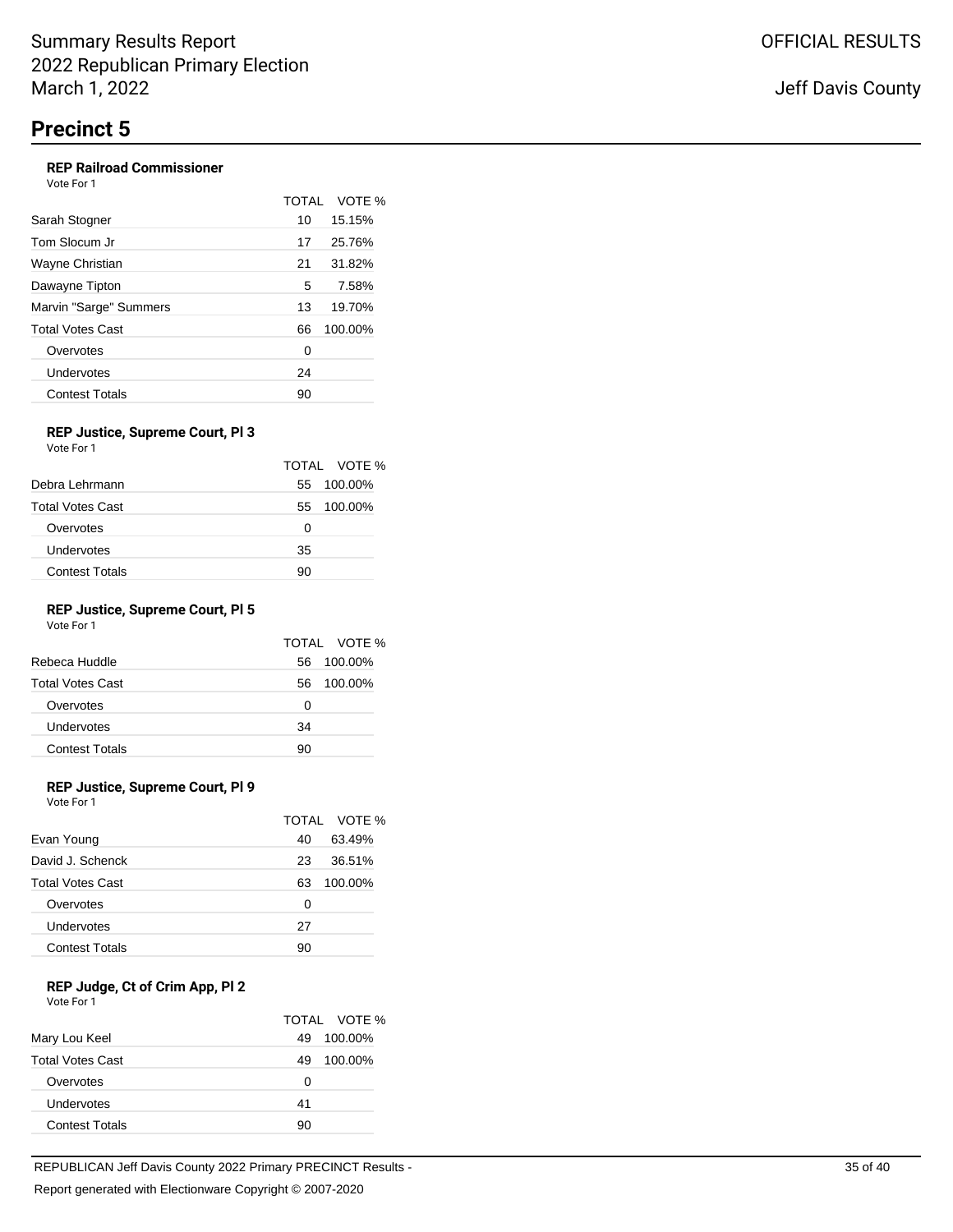# Precinct 5

### REP Railroad Commissioner

Vote For 1

| | TOTAL | VOTE % |
|---|---|---|
| Sarah Stogner | 10 | 15.15% |
| Tom Slocum Jr | 17 | 25.76% |
| Wayne Christian | 21 | 31.82% |
| Dawayne Tipton | 5 | 7.58% |
| Marvin "Sarge" Summers | 13 | 19.70% |
| Total Votes Cast | 66 | 100.00% |
| Overvotes | 0 | |
| Undervotes | 24 | |
| Contest Totals | 90 | |

### REP Justice, Supreme Court, Pl 3

Vote For 1

| | TOTAL | VOTE % |
|---|---|---|
| Debra Lehrmann | 55 | 100.00% |
| Total Votes Cast | 55 | 100.00% |
| Overvotes | 0 | |
| Undervotes | 35 | |
| Contest Totals | 90 | |

### REP Justice, Supreme Court, Pl 5

Vote For 1

| | TOTAL | VOTE % |
|---|---|---|
| Rebeca Huddle | 56 | 100.00% |
| Total Votes Cast | 56 | 100.00% |
| Overvotes | 0 | |
| Undervotes | 34 | |
| Contest Totals | 90 | |

### REP Justice, Supreme Court, Pl 9

Vote For 1

| | TOTAL | VOTE % |
|---|---|---|
| Evan Young | 40 | 63.49% |
| David J. Schenck | 23 | 36.51% |
| Total Votes Cast | 63 | 100.00% |
| Overvotes | 0 | |
| Undervotes | 27 | |
| Contest Totals | 90 | |

### REP Judge, Ct of Crim App, Pl 2

Vote For 1

| | TOTAL | VOTE % |
|---|---|---|
| Mary Lou Keel | 49 | 100.00% |
| Total Votes Cast | 49 | 100.00% |
| Overvotes | 0 | |
| Undervotes | 41 | |
| Contest Totals | 90 | |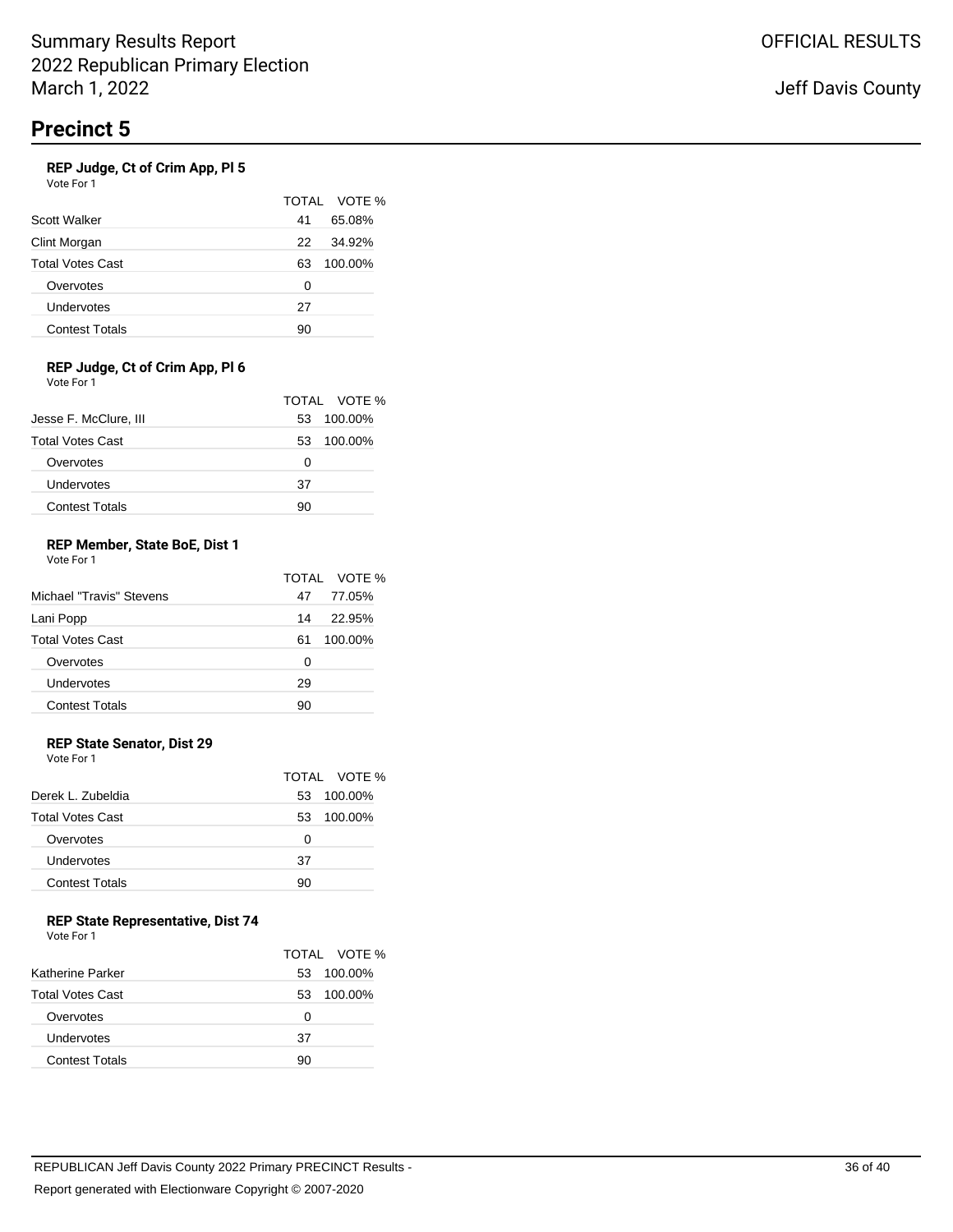# Precinct 5

### REP Judge, Ct of Crim App, Pl 5

Vote For 1

| | TOTAL | VOTE % |
|---|---|---|
| Scott Walker | 41 | 65.08% |
| Clint Morgan | 22 | 34.92% |
| Total Votes Cast | 63 | 100.00% |
| Overvotes | 0 | |
| Undervotes | 27 | |
| Contest Totals | 90 | |

### REP Judge, Ct of Crim App, Pl 6

Vote For 1

| | TOTAL | VOTE % |
|---|---|---|
| Jesse F. McClure, III | 53 | 100.00% |
| Total Votes Cast | 53 | 100.00% |
| Overvotes | 0 | |
| Undervotes | 37 | |
| Contest Totals | 90 | |

### REP Member, State BoE, Dist 1

Vote For 1

| | TOTAL | VOTE % |
|---|---|---|
| Michael "Travis" Stevens | 47 | 77.05% |
| Lani Popp | 14 | 22.95% |
| Total Votes Cast | 61 | 100.00% |
| Overvotes | 0 | |
| Undervotes | 29 | |
| Contest Totals | 90 | |

### REP State Senator, Dist 29

Vote For 1

| | TOTAL | VOTE % |
|---|---|---|
| Derek L. Zubeldia | 53 | 100.00% |
| Total Votes Cast | 53 | 100.00% |
| Overvotes | 0 | |
| Undervotes | 37 | |
| Contest Totals | 90 | |

### REP State Representative, Dist 74

Vote For 1

| | TOTAL | VOTE % |
|---|---|---|
| Katherine Parker | 53 | 100.00% |
| Total Votes Cast | 53 | 100.00% |
| Overvotes | 0 | |
| Undervotes | 37 | |
| Contest Totals | 90 | |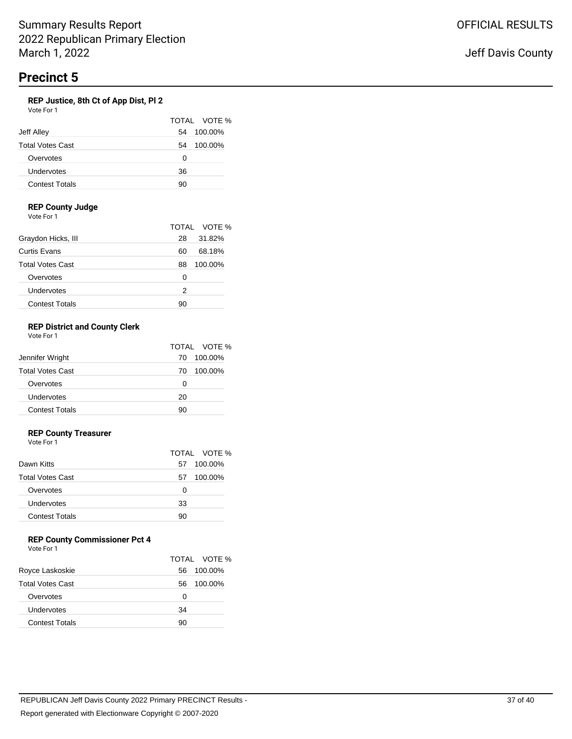Summary Results Report
2022 Republican Primary Election
March 1, 2022

OFFICIAL RESULTS

Jeff Davis County

# Precinct 5

### REP Justice, 8th Ct of App Dist, Pl 2

Vote For 1

| | TOTAL | VOTE % |
|---|---|---|
| Jeff Alley | 54 | 100.00% |
| Total Votes Cast | 54 | 100.00% |
| Overvotes | 0 | |
| Undervotes | 36 | |
| Contest Totals | 90 | |

### REP County Judge

Vote For 1

| | TOTAL | VOTE % |
|---|---|---|
| Graydon Hicks, III | 28 | 31.82% |
| Curtis Evans | 60 | 68.18% |
| Total Votes Cast | 88 | 100.00% |
| Overvotes | 0 | |
| Undervotes | 2 | |
| Contest Totals | 90 | |

### REP District and County Clerk

Vote For 1

| | TOTAL | VOTE % |
|---|---|---|
| Jennifer Wright | 70 | 100.00% |
| Total Votes Cast | 70 | 100.00% |
| Overvotes | 0 | |
| Undervotes | 20 | |
| Contest Totals | 90 | |

### REP County Treasurer

Vote For 1

| | TOTAL | VOTE % |
|---|---|---|
| Dawn Kitts | 57 | 100.00% |
| Total Votes Cast | 57 | 100.00% |
| Overvotes | 0 | |
| Undervotes | 33 | |
| Contest Totals | 90 | |

### REP County Commissioner Pct 4

Vote For 1

| | TOTAL | VOTE % |
|---|---|---|
| Royce Laskoskie | 56 | 100.00% |
| Total Votes Cast | 56 | 100.00% |
| Overvotes | 0 | |
| Undervotes | 34 | |
| Contest Totals | 90 | |

REPUBLICAN Jeff Davis County 2022 Primary PRECINCT Results -

Report generated with Electionware Copyright © 2007-2020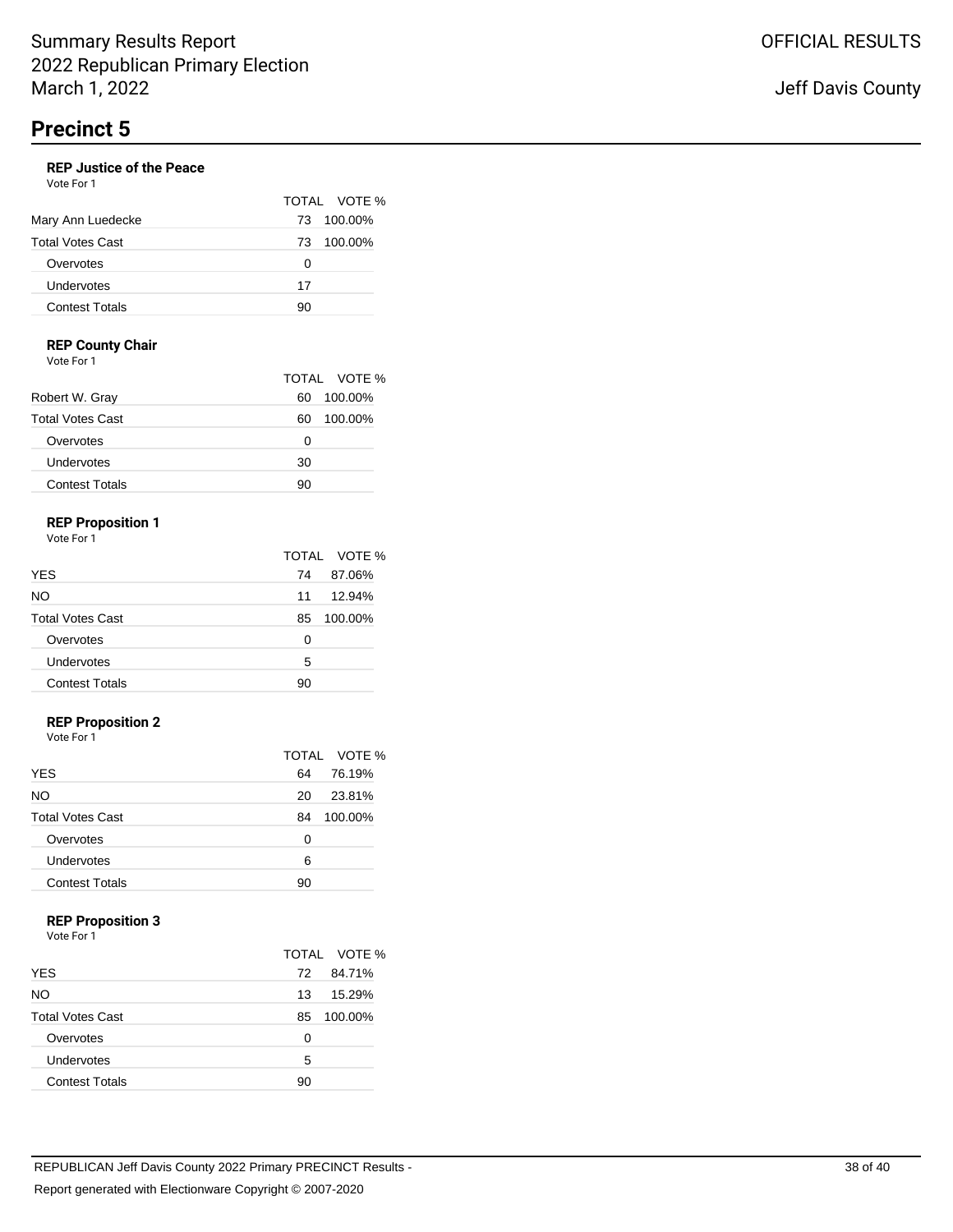# Precinct 5

### REP Justice of the Peace

Vote For 1

| | TOTAL | VOTE % |
|---|---|---|
| Mary Ann Luedecke | 73 | 100.00% |
| Total Votes Cast | 73 | 100.00% |
| Overvotes | 0 | |
| Undervotes | 17 | |
| Contest Totals | 90 | |

### REP County Chair

Vote For 1

| | TOTAL | VOTE % |
|---|---|---|
| Robert W. Gray | 60 | 100.00% |
| Total Votes Cast | 60 | 100.00% |
| Overvotes | 0 | |
| Undervotes | 30 | |
| Contest Totals | 90 | |

### REP Proposition 1

Vote For 1

| | TOTAL | VOTE % |
|---|---|---|
| YES | 74 | 87.06% |
| NO | 11 | 12.94% |
| Total Votes Cast | 85 | 100.00% |
| Overvotes | 0 | |
| Undervotes | 5 | |
| Contest Totals | 90 | |

### REP Proposition 2

Vote For 1

| | TOTAL | VOTE % |
|---|---|---|
| YES | 64 | 76.19% |
| NO | 20 | 23.81% |
| Total Votes Cast | 84 | 100.00% |
| Overvotes | 0 | |
| Undervotes | 6 | |
| Contest Totals | 90 | |

### REP Proposition 3

Vote For 1

| | TOTAL | VOTE % |
|---|---|---|
| YES | 72 | 84.71% |
| NO | 13 | 15.29% |
| Total Votes Cast | 85 | 100.00% |
| Overvotes | 0 | |
| Undervotes | 5 | |
| Contest Totals | 90 | |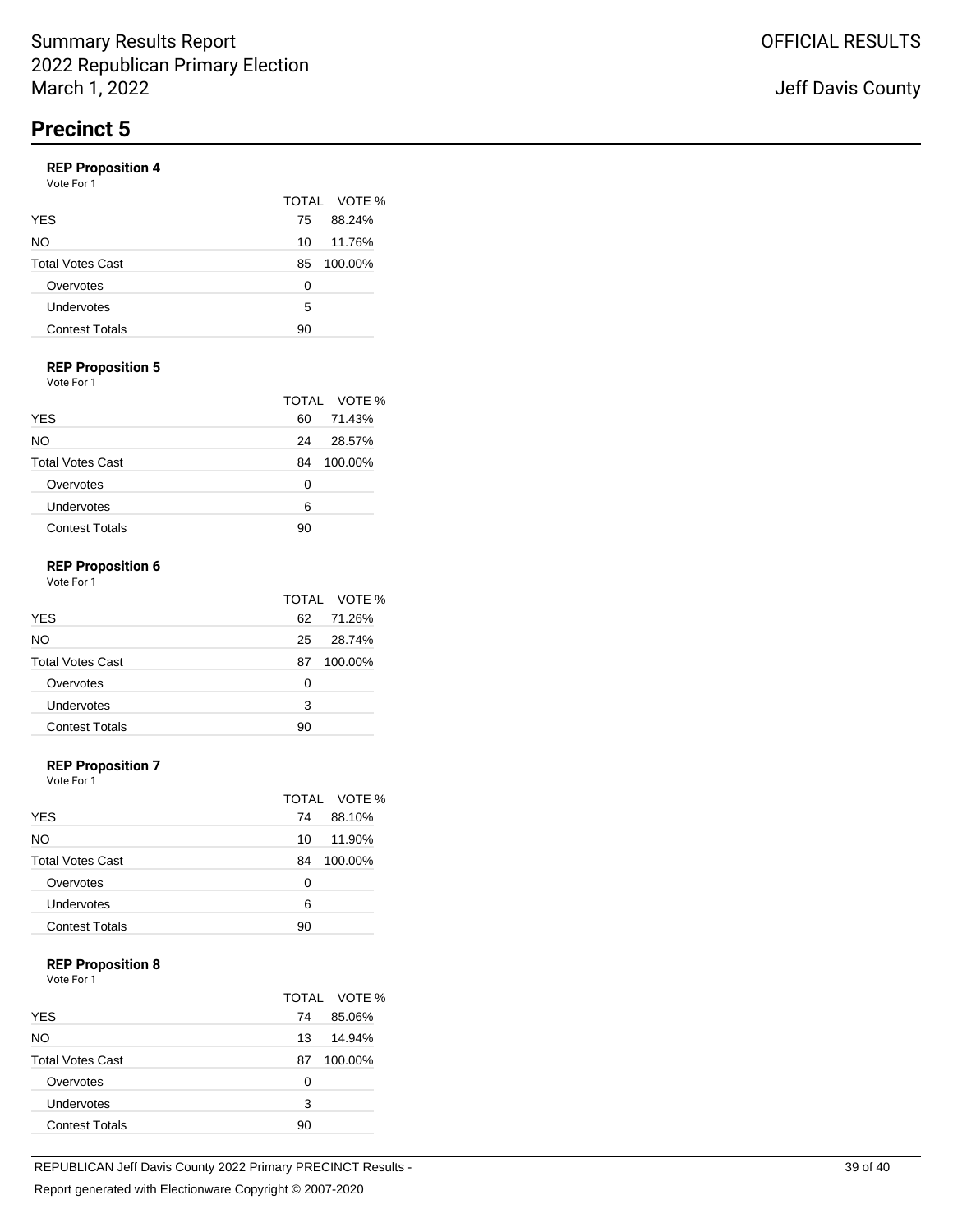Summary Results Report
2022 Republican Primary Election
March 1, 2022

OFFICIAL RESULTS

Jeff Davis County

# Precinct 5

### REP Proposition 4

Vote For 1

| | TOTAL | VOTE % |
|---|---|---|
| YES | 75 | 88.24% |
| NO | 10 | 11.76% |
| Total Votes Cast | 85 | 100.00% |
| Overvotes | 0 | |
| Undervotes | 5 | |
| Contest Totals | 90 | |

### REP Proposition 5

Vote For 1

| | TOTAL | VOTE % |
|---|---|---|
| YES | 60 | 71.43% |
| NO | 24 | 28.57% |
| Total Votes Cast | 84 | 100.00% |
| Overvotes | 0 | |
| Undervotes | 6 | |
| Contest Totals | 90 | |

### REP Proposition 6

Vote For 1

| | TOTAL | VOTE % |
|---|---|---|
| YES | 62 | 71.26% |
| NO | 25 | 28.74% |
| Total Votes Cast | 87 | 100.00% |
| Overvotes | 0 | |
| Undervotes | 3 | |
| Contest Totals | 90 | |

### REP Proposition 7

Vote For 1

| | TOTAL | VOTE % |
|---|---|---|
| YES | 74 | 88.10% |
| NO | 10 | 11.90% |
| Total Votes Cast | 84 | 100.00% |
| Overvotes | 0 | |
| Undervotes | 6 | |
| Contest Totals | 90 | |

### REP Proposition 8

Vote For 1

| | TOTAL | VOTE % |
|---|---|---|
| YES | 74 | 85.06% |
| NO | 13 | 14.94% |
| Total Votes Cast | 87 | 100.00% |
| Overvotes | 0 | |
| Undervotes | 3 | |
| Contest Totals | 90 | |

REPUBLICAN Jeff Davis County 2022 Primary PRECINCT Results -

Report generated with Electionware Copyright © 2007-2020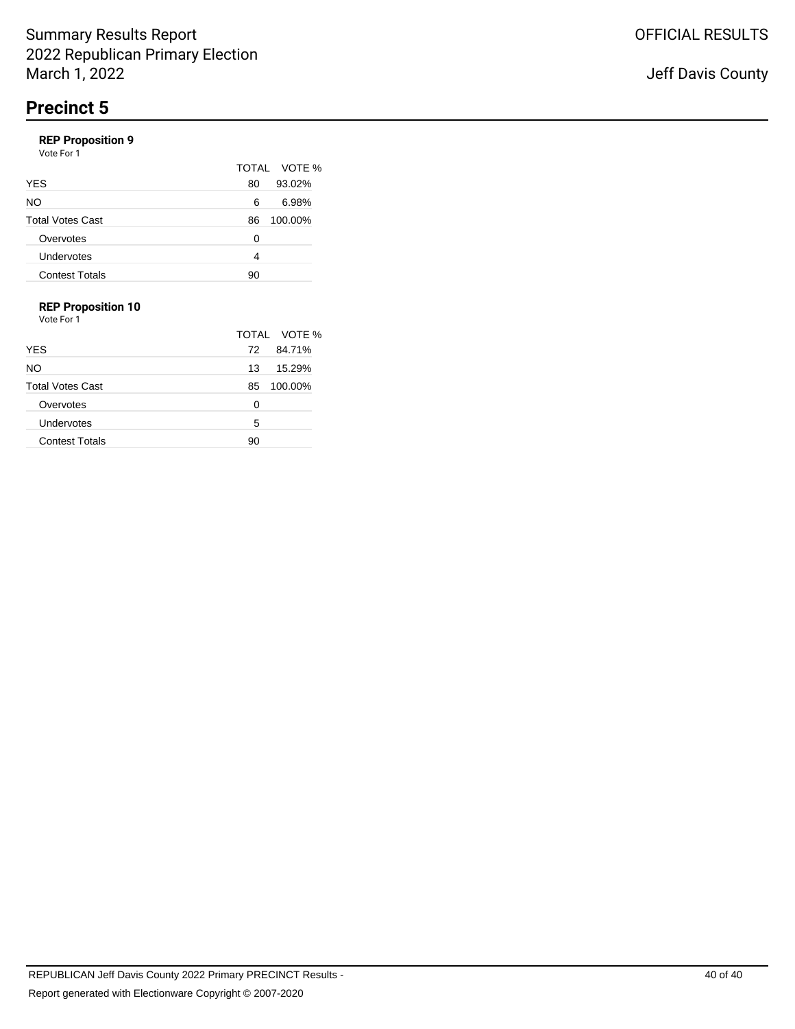# Precinct 5

### REP Proposition 9

Vote For 1

| | TOTAL | VOTE % |
|---|---|---|
| YES | 80 | 93.02% |
| NO | 6 | 6.98% |
| Total Votes Cast | 86 | 100.00% |
| Overvotes | 0 | |
| Undervotes | 4 | |
| Contest Totals | 90 | |

### REP Proposition 10

Vote For 1

| | TOTAL | VOTE % |
|---|---|---|
| YES | 72 | 84.71% |
| NO | 13 | 15.29% |
| Total Votes Cast | 85 | 100.00% |
| Overvotes | 0 | |
| Undervotes | 5 | |
| Contest Totals | 90 | |